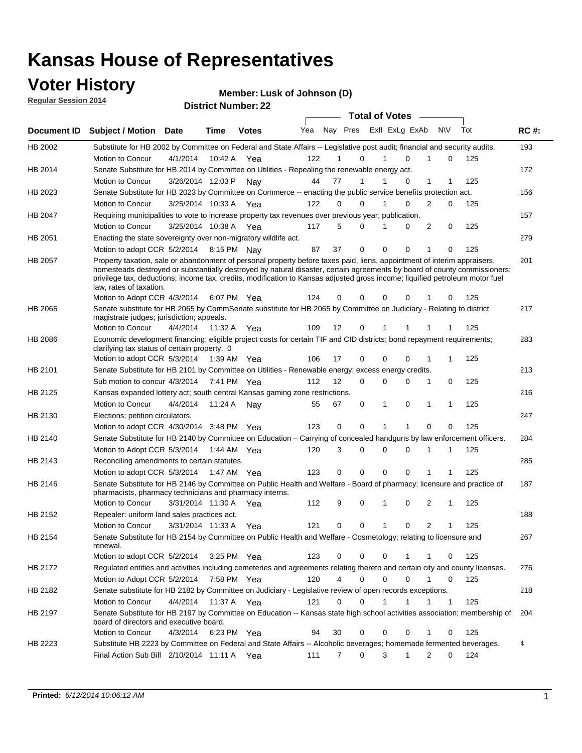# Kansas House of Representatives

## Voter History

**Regular Session 2014**

**Member: Lusk of Johnson (D)**

**District Number: 22**

| Document ID | Subject / Motion | Date | Time | Votes | Yea | Nay | Pres | ExII | ExLg | ExAb | N\V | Tot | RC #: |
|---|---|---|---|---|---|---|---|---|---|---|---|---|---|
| HB 2002 | Substitute for HB 2002 by Committee on Federal and State Affairs -- Legislative post audit; financial and security audits. | | | | | | | | | | | | 193 |
| | Motion to Concur | 4/1/2014 | 10:42 A | Yea | 122 | 1 | 0 | 1 | 0 | 1 | 0 | 125 | |
| HB 2014 | Senate Substitute for HB 2014 by Committee on Utilities - Repealing the renewable energy act. | | | | | | | | | | | | 172 |
| | Motion to Concur | 3/26/2014 | 12:03 P | Nay | 44 | 77 | 1 | 1 | 0 | 1 | 1 | 125 | |
| HB 2023 | Senate Substitute for HB 2023 by Committee on Commerce -- enacting the public service benefits protection act. | | | | | | | | | | | | 156 |
| | Motion to Concur | 3/25/2014 | 10:33 A | Yea | 122 | 0 | 0 | 1 | 0 | 2 | 0 | 125 | |
| HB 2047 | Requiring municipalities to vote to increase property tax revenues over previous year; publication. | | | | | | | | | | | | 157 |
| | Motion to Concur | 3/25/2014 | 10:38 A | Yea | 117 | 5 | 0 | 1 | 0 | 2 | 0 | 125 | |
| HB 2051 | Enacting the state sovereignty over non-migratory wildlife act. | | | | | | | | | | | | 279 |
| | Motion to adopt CCR | 5/2/2014 | 8:15 PM | Nay | 87 | 37 | 0 | 0 | 0 | 1 | 0 | 125 | |
| HB 2057 | Property taxation, sale or abandonment of personal property before taxes paid, liens, appointment of interim appraisers, homesteads destroyed or substantially destroyed by natural disaster, certain agreements by board of county commissioners; privilege tax, deductions; income tax, credits, modification to Kansas adjusted gross income; liquified petroleum motor fuel law, rates of taxation. | | | | | | | | | | | | 201 |
| | Motion to Adopt CCR | 4/3/2014 | 6:07 PM | Yea | 124 | 0 | 0 | 0 | 0 | 1 | 0 | 125 | |
| HB 2065 | Senate substitute for HB 2065 by CommSenate substitute for HB 2065 by Committee on Judiciary - Relating to district magistrate judges; jurisdiction; appeals. | | | | | | | | | | | | 217 |
| | Motion to Concur | 4/4/2014 | 11:32 A | Yea | 109 | 12 | 0 | 1 | 1 | 1 | 1 | 125 | |
| HB 2086 | Economic development financing; eligible project costs for certain TIF and CID districts; bond repayment requirements; clarifying tax status of certain property. 0 | | | | | | | | | | | | 283 |
| | Motion to adopt CCR | 5/3/2014 | 1:39 AM | Yea | 106 | 17 | 0 | 0 | 0 | 1 | 1 | 125 | |
| HB 2101 | Senate Substitute for HB 2101 by Committee on Utilities - Renewable energy; excess energy credits. | | | | | | | | | | | | 213 |
| | Sub motion to concur | 4/3/2014 | 7:41 PM | Yea | 112 | 12 | 0 | 0 | 0 | 1 | 0 | 125 | |
| HB 2125 | Kansas expanded lottery act; south central Kansas gaming zone restrictions. | | | | | | | | | | | | 216 |
| | Motion to Concur | 4/4/2014 | 11:24 A | Nay | 55 | 67 | 0 | 1 | 0 | 1 | 1 | 125 | |
| HB 2130 | Elections; petition circulators. | | | | | | | | | | | | 247 |
| | Motion to adopt CCR | 4/30/2014 | 3:48 PM | Yea | 123 | 0 | 0 | 1 | 1 | 0 | 0 | 125 | |
| HB 2140 | Senate Substitute for HB 2140 by Committee on Education – Carrying of concealed handguns by law enforcement officers. | | | | | | | | | | | | 284 |
| | Motion to Adopt CCR | 5/3/2014 | 1:44 AM | Yea | 120 | 3 | 0 | 0 | 0 | 1 | 1 | 125 | |
| HB 2143 | Reconciling amendments to certain statutes. | | | | | | | | | | | | 285 |
| | Motion to adopt CCR | 5/3/2014 | 1:47 AM | Yea | 123 | 0 | 0 | 0 | 0 | 1 | 1 | 125 | |
| HB 2146 | Senate Substitute for HB 2146 by Committee on Public Health and Welfare - Board of pharmacy; licensure and practice of pharmacists, pharmacy technicians and pharmacy interns. | | | | | | | | | | | | 187 |
| | Motion to Concur | 3/31/2014 | 11:30 A | Yea | 112 | 9 | 0 | 1 | 0 | 2 | 1 | 125 | |
| HB 2152 | Repealer: uniform land sales practices act. | | | | | | | | | | | | 188 |
| | Motion to Concur | 3/31/2014 | 11:33 A | Yea | 121 | 0 | 0 | 1 | 0 | 2 | 1 | 125 | |
| HB 2154 | Senate Substitute for HB 2154 by Committee on Public Health and Welfare - Cosmetology; relating to licensure and renewal. | | | | | | | | | | | | 267 |
| | Motion to adopt CCR | 5/2/2014 | 3:25 PM | Yea | 123 | 0 | 0 | 0 | 1 | 1 | 0 | 125 | |
| HB 2172 | Regulated entities and activities including cemeteries and agreements relating thereto and certain city and county licenses. | | | | | | | | | | | | 276 |
| | Motion to Adopt CCR | 5/2/2014 | 7:58 PM | Yea | 120 | 4 | 0 | 0 | 0 | 1 | 0 | 125 | |
| HB 2182 | Senate substitute for HB 2182 by Committee on Judiciary - Legislative review of open records exceptions. | | | | | | | | | | | | 218 |
| | Motion to Concur | 4/4/2014 | 11:37 A | Yea | 121 | 0 | 0 | 1 | 1 | 1 | 1 | 125 | |
| HB 2197 | Senate Substitute for HB 2197 by Committee on Education -- Kansas state high school activities association; membership of board of directors and executive board. | | | | | | | | | | | | 204 |
| | Motion to Concur | 4/3/2014 | 6:23 PM | Yea | 94 | 30 | 0 | 0 | 0 | 1 | 0 | 125 | |
| HB 2223 | Substitute HB 2223 by Committee on Federal and State Affairs -- Alcoholic beverages; homemade fermented beverages. | | | | | | | | | | | | 4 |
| | Final Action Sub Bill | 2/10/2014 | 11:11 A | Yea | 111 | 7 | 0 | 3 | 1 | 2 | 0 | 124 | |

**Printed:** *6/12/2014 10:06:12 AM*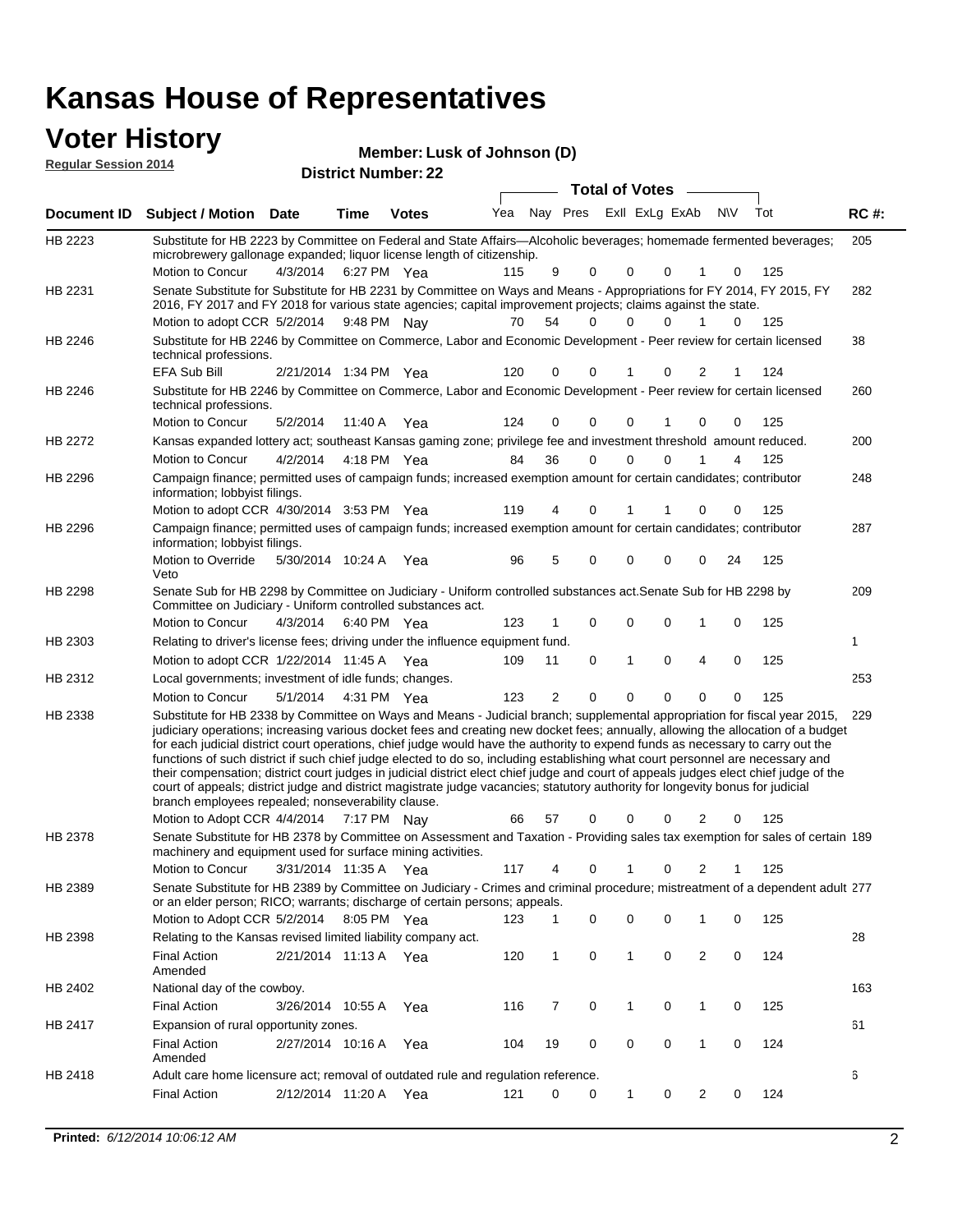# Kansas House of Representatives

## Voter History

**Regular Session 2014**

**Member: Lusk of Johnson (D)**

**District Number: 22**

| Document ID | Subject / Motion | Date | Time | Votes | Yea | Nay | Pres | ExII | ExLg | ExAb | N\V | Tot | RC #: |
|---|---|---|---|---|---|---|---|---|---|---|---|---|---|
| HB 2223 | Substitute for HB 2223 by Committee on Federal and State Affairs—Alcoholic beverages; homemade fermented beverages; microbrewery gallonage expanded; liquor license length of citizenship. | | | | | | | | | | | | 205 |
| | Motion to Concur | 4/3/2014 | 6:27 PM | Yea | 115 | 9 | 0 | 0 | 0 | 1 | 0 | 125 | |
| HB 2231 | Senate Substitute for Substitute for HB 2231 by Committee on Ways and Means - Appropriations for FY 2014, FY 2015, FY 2016, FY 2017 and FY 2018 for various state agencies; capital improvement projects; claims against the state. | | | | | | | | | | | | 282 |
| | Motion to adopt CCR | 5/2/2014 | 9:48 PM | Nay | 70 | 54 | 0 | 0 | 0 | 1 | 0 | 125 | |
| HB 2246 | Substitute for HB 2246 by Committee on Commerce, Labor and Economic Development - Peer review for certain licensed technical professions. | | | | | | | | | | | | 38 |
| | EFA Sub Bill | 2/21/2014 | 1:34 PM | Yea | 120 | 0 | 0 | 1 | 0 | 2 | 1 | 124 | |
| HB 2246 | Substitute for HB 2246 by Committee on Commerce, Labor and Economic Development - Peer review for certain licensed technical professions. | | | | | | | | | | | | 260 |
| | Motion to Concur | 5/2/2014 | 11:40 A | Yea | 124 | 0 | 0 | 0 | 1 | 0 | 0 | 125 | |
| HB 2272 | Kansas expanded lottery act; southeast Kansas gaming zone; privilege fee and investment threshold amount reduced. | | | | | | | | | | | | 200 |
| | Motion to Concur | 4/2/2014 | 4:18 PM | Yea | 84 | 36 | 0 | 0 | 0 | 1 | 4 | 125 | |
| HB 2296 | Campaign finance; permitted uses of campaign funds; increased exemption amount for certain candidates; contributor information; lobbyist filings. | | | | | | | | | | | | 248 |
| | Motion to adopt CCR | 4/30/2014 | 3:53 PM | Yea | 119 | 4 | 0 | 1 | 1 | 0 | 0 | 125 | |
| HB 2296 | Campaign finance; permitted uses of campaign funds; increased exemption amount for certain candidates; contributor information; lobbyist filings. | | | | | | | | | | | | 287 |
| | Motion to Override Veto | 5/30/2014 | 10:24 A | Yea | 96 | 5 | 0 | 0 | 0 | 0 | 24 | 125 | |
| HB 2298 | Senate Sub for HB 2298 by Committee on Judiciary - Uniform controlled substances act.Senate Sub for HB 2298 by Committee on Judiciary - Uniform controlled substances act. | | | | | | | | | | | | 209 |
| | Motion to Concur | 4/3/2014 | 6:40 PM | Yea | 123 | 1 | 0 | 0 | 0 | 1 | 0 | 125 | |
| HB 2303 | Relating to driver's license fees; driving under the influence equipment fund. | | | | | | | | | | | | 1 |
| | Motion to adopt CCR | 1/22/2014 | 11:45 A | Yea | 109 | 11 | 0 | 1 | 0 | 4 | 0 | 125 | |
| HB 2312 | Local governments; investment of idle funds; changes. | | | | | | | | | | | | 253 |
| | Motion to Concur | 5/1/2014 | 4:31 PM | Yea | 123 | 2 | 0 | 0 | 0 | 0 | 0 | 125 | |
| HB 2338 | Substitute for HB 2338 by Committee on Ways and Means - Judicial branch; supplemental appropriation for fiscal year 2015, judiciary operations; increasing various docket fees and creating new docket fees; annually, allowing the allocation of a budget for each judicial district court operations, chief judge would have the authority to expend funds as necessary to carry out the functions of such district if such chief judge elected to do so, including establishing what court personnel are necessary and their compensation; district court judges in judicial district elect chief judge and court of appeals judges elect chief judge of the court of appeals; district judge and district magistrate judge vacancies; statutory authority for longevity bonus for judicial branch employees repealed; nonseverability clause. | | | | | | | | | | | | 229 |
| | Motion to Adopt CCR | 4/4/2014 | 7:17 PM | Nay | 66 | 57 | 0 | 0 | 0 | 2 | 0 | 125 | |
| HB 2378 | Senate Substitute for HB 2378 by Committee on Assessment and Taxation - Providing sales tax exemption for sales of certain machinery and equipment used for surface mining activities. | | | | | | | | | | | | 189 |
| | Motion to Concur | 3/31/2014 | 11:35 A | Yea | 117 | 4 | 0 | 1 | 0 | 2 | 1 | 125 | |
| HB 2389 | Senate Substitute for HB 2389 by Committee on Judiciary - Crimes and criminal procedure; mistreatment of a dependent adult or an elder person; RICO; warrants; discharge of certain persons; appeals. | | | | | | | | | | | | 277 |
| | Motion to Adopt CCR | 5/2/2014 | 8:05 PM | Yea | 123 | 1 | 0 | 0 | 0 | 1 | 0 | 125 | |
| HB 2398 | Relating to the Kansas revised limited liability company act. | | | | | | | | | | | | 28 |
| | Final Action Amended | 2/21/2014 | 11:13 A | Yea | 120 | 1 | 0 | 1 | 0 | 2 | 0 | 124 | |
| HB 2402 | National day of the cowboy. | | | | | | | | | | | | 163 |
| | Final Action | 3/26/2014 | 10:55 A | Yea | 116 | 7 | 0 | 1 | 0 | 1 | 0 | 125 | |
| HB 2417 | Expansion of rural opportunity zones. | | | | | | | | | | | | 61 |
| | Final Action Amended | 2/27/2014 | 10:16 A | Yea | 104 | 19 | 0 | 0 | 0 | 1 | 0 | 124 | |
| HB 2418 | Adult care home licensure act; removal of outdated rule and regulation reference. | | | | | | | | | | | | 6 |
| | Final Action | 2/12/2014 | 11:20 A | Yea | 121 | 0 | 0 | 1 | 0 | 2 | 0 | 124 | |

**Printed:** *6/12/2014 10:06:12 AM*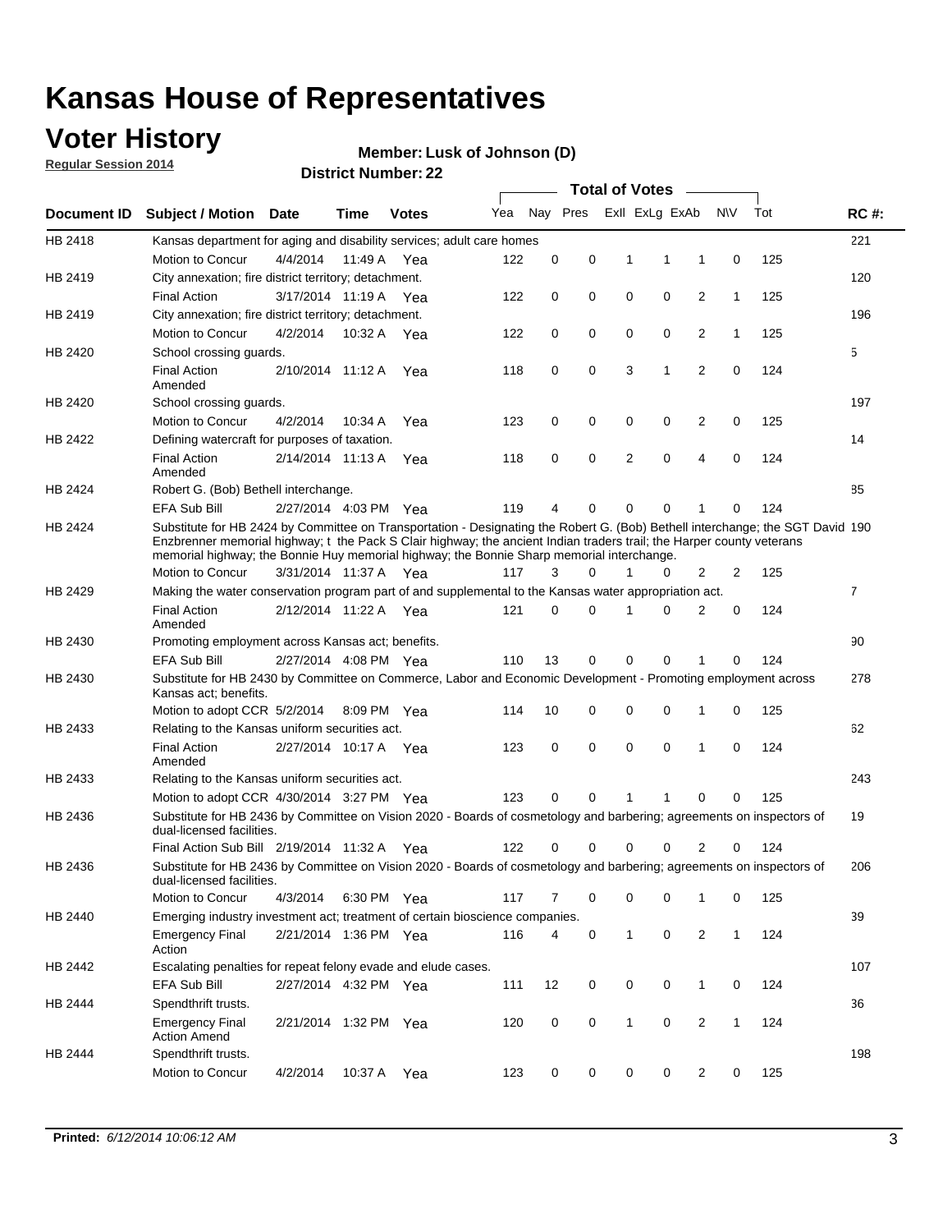# Kansas House of Representatives

## Voter History

**Regular Session 2014**

**Member: Lusk of Johnson (D)**

**District Number: 22**

| Document ID | Subject / Motion | Date | Time | Votes | Yea | Nay | Pres | ExII | ExLg | ExAb | N\V | Tot | RC #: |
|---|---|---|---|---|---|---|---|---|---|---|---|---|---|
| HB 2418 | Kansas department for aging and disability services; adult care homes | | | | | | | | | | | | 221 |
| | Motion to Concur | 4/4/2014 | 11:49 A | Yea | 122 | 0 | 0 | 1 | 1 | 1 | 0 | 125 | |
| HB 2419 | City annexation; fire district territory; detachment. | | | | | | | | | | | | 120 |
| | Final Action | 3/17/2014 | 11:19 A | Yea | 122 | 0 | 0 | 0 | 0 | 2 | 1 | 125 | |
| HB 2419 | City annexation; fire district territory; detachment. | | | | | | | | | | | | 196 |
| | Motion to Concur | 4/2/2014 | 10:32 A | Yea | 122 | 0 | 0 | 0 | 0 | 2 | 1 | 125 | |
| HB 2420 | School crossing guards. | | | | | | | | | | | | 5 |
| | Final Action Amended | 2/10/2014 | 11:12 A | Yea | 118 | 0 | 0 | 3 | 1 | 2 | 0 | 124 | |
| HB 2420 | School crossing guards. | | | | | | | | | | | | 197 |
| | Motion to Concur | 4/2/2014 | 10:34 A | Yea | 123 | 0 | 0 | 0 | 0 | 2 | 0 | 125 | |
| HB 2422 | Defining watercraft for purposes of taxation. | | | | | | | | | | | | 14 |
| | Final Action Amended | 2/14/2014 | 11:13 A | Yea | 118 | 0 | 0 | 2 | 0 | 4 | 0 | 124 | |
| HB 2424 | Robert G. (Bob) Bethell interchange. | | | | | | | | | | | | 85 |
| | EFA Sub Bill | 2/27/2014 | 4:03 PM | Yea | 119 | 4 | 0 | 0 | 0 | 1 | 0 | 124 | |
| HB 2424 | Substitute for HB 2424 by Committee on Transportation - Designating the Robert G. (Bob) Bethell interchange; the SGT David Enzbrenner memorial highway; t the Pack S Clair highway; the ancient Indian traders trail; the Harper county veterans memorial highway; the Bonnie Huy memorial highway; the Bonnie Sharp memorial interchange. | | | | | | | | | | | | 190 |
| | Motion to Concur | 3/31/2014 | 11:37 A | Yea | 117 | 3 | 0 | 1 | 0 | 2 | 2 | 125 | |
| HB 2429 | Making the water conservation program part of and supplemental to the Kansas water appropriation act. | | | | | | | | | | | | 7 |
| | Final Action Amended | 2/12/2014 | 11:22 A | Yea | 121 | 0 | 0 | 1 | 0 | 2 | 0 | 124 | |
| HB 2430 | Promoting employment across Kansas act; benefits. | | | | | | | | | | | | 90 |
| | EFA Sub Bill | 2/27/2014 | 4:08 PM | Yea | 110 | 13 | 0 | 0 | 0 | 1 | 0 | 124 | |
| HB 2430 | Substitute for HB 2430 by Committee on Commerce, Labor and Economic Development - Promoting employment across Kansas act; benefits. | | | | | | | | | | | | 278 |
| | Motion to adopt CCR | 5/2/2014 | 8:09 PM | Yea | 114 | 10 | 0 | 0 | 0 | 1 | 0 | 125 | |
| HB 2433 | Relating to the Kansas uniform securities act. | | | | | | | | | | | | 62 |
| | Final Action Amended | 2/27/2014 | 10:17 A | Yea | 123 | 0 | 0 | 0 | 0 | 1 | 0 | 124 | |
| HB 2433 | Relating to the Kansas uniform securities act. | | | | | | | | | | | | 243 |
| | Motion to adopt CCR | 4/30/2014 | 3:27 PM | Yea | 123 | 0 | 0 | 1 | 1 | 0 | 0 | 125 | |
| HB 2436 | Substitute for HB 2436 by Committee on Vision 2020 - Boards of cosmetology and barbering; agreements on inspectors of dual-licensed facilities. | | | | | | | | | | | | 19 |
| | Final Action Sub Bill | 2/19/2014 | 11:32 A | Yea | 122 | 0 | 0 | 0 | 0 | 2 | 0 | 124 | |
| HB 2436 | Substitute for HB 2436 by Committee on Vision 2020 - Boards of cosmetology and barbering; agreements on inspectors of dual-licensed facilities. | | | | | | | | | | | | 206 |
| | Motion to Concur | 4/3/2014 | 6:30 PM | Yea | 117 | 7 | 0 | 0 | 0 | 1 | 0 | 125 | |
| HB 2440 | Emerging industry investment act; treatment of certain bioscience companies. | | | | | | | | | | | | 39 |
| | Emergency Final Action | 2/21/2014 | 1:36 PM | Yea | 116 | 4 | 0 | 1 | 0 | 2 | 1 | 124 | |
| HB 2442 | Escalating penalties for repeat felony evade and elude cases. | | | | | | | | | | | | 107 |
| | EFA Sub Bill | 2/27/2014 | 4:32 PM | Yea | 111 | 12 | 0 | 0 | 0 | 1 | 0 | 124 | |
| HB 2444 | Spendthrift trusts. | | | | | | | | | | | | 36 |
| | Emergency Final Action Amend | 2/21/2014 | 1:32 PM | Yea | 120 | 0 | 0 | 1 | 0 | 2 | 1 | 124 | |
| HB 2444 | Spendthrift trusts. | | | | | | | | | | | | 198 |
| | Motion to Concur | 4/2/2014 | 10:37 A | Yea | 123 | 0 | 0 | 0 | 0 | 2 | 0 | 125 | |

**Printed:** *6/12/2014 10:06:12 AM*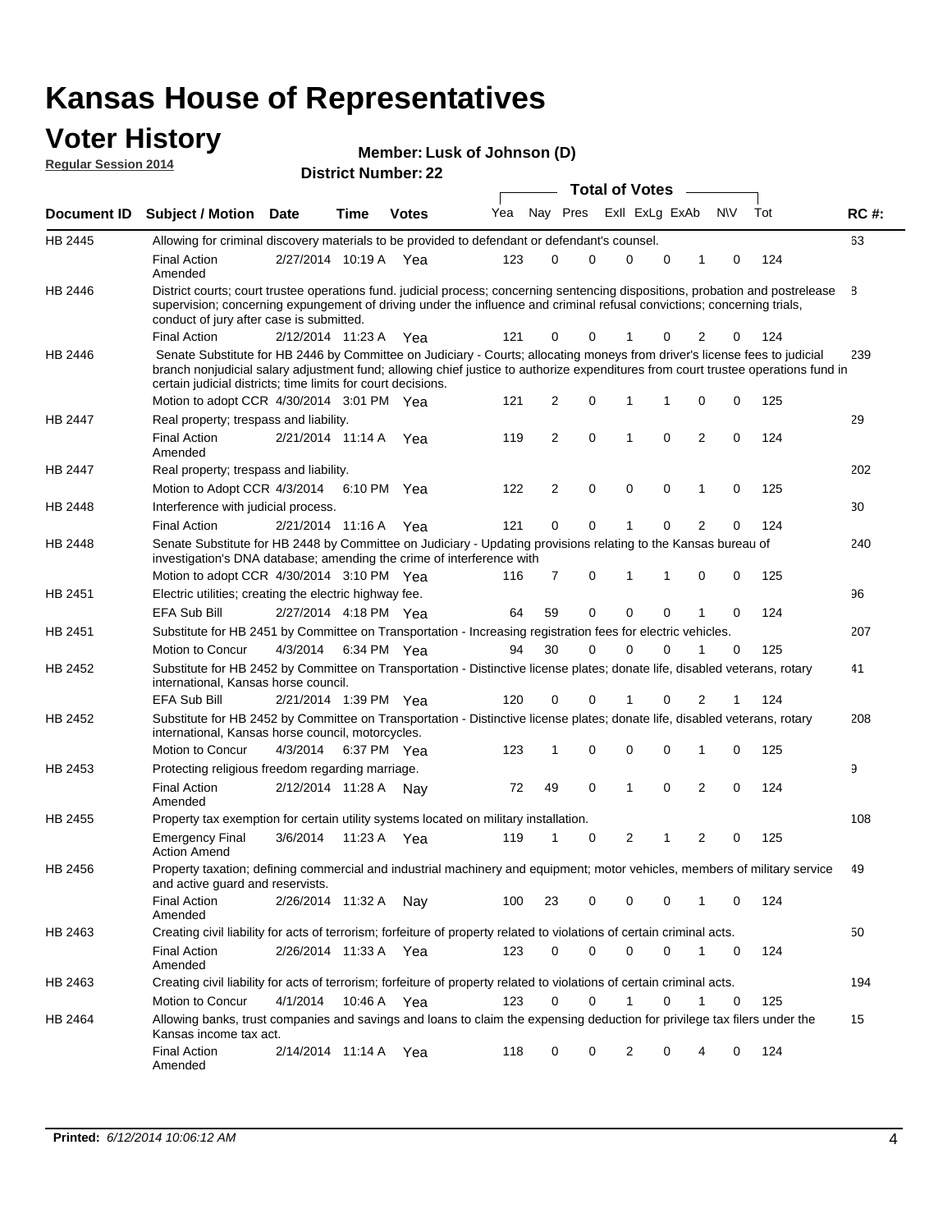# Kansas House of Representatives

## Voter History

**Regular Session 2014**

**Member: Lusk of Johnson (D)**

**District Number: 22**

| Document ID | Subject / Motion | Date | Time | Votes | Yea | Nay | Pres | ExII | ExLg | ExAb | N\V | Tot | RC #: |
|---|---|---|---|---|---|---|---|---|---|---|---|---|---|
| HB 2445 | Allowing for criminal discovery materials to be provided to defendant or defendant's counsel. | | | | | | | | | | | | 63 |
| | Final Action Amended | 2/27/2014 | 10:19 A | Yea | 123 | 0 | 0 | 0 | 0 | 1 | 0 | 124 | |
| HB 2446 | District courts; court trustee operations fund. judicial process; concerning sentencing dispositions, probation and postrelease supervision; concerning expungement of driving under the influence and criminal refusal convictions; concerning trials, conduct of jury after case is submitted. | | | | | | | | | | | | 8 |
| | Final Action | 2/12/2014 | 11:23 A | Yea | 121 | 0 | 0 | 1 | 0 | 2 | 0 | 124 | |
| HB 2446 | Senate Substitute for HB 2446 by Committee on Judiciary - Courts; allocating moneys from driver's license fees to judicial branch nonjudicial salary adjustment fund; allowing chief justice to authorize expenditures from court trustee operations fund in certain judicial districts; time limits for court decisions. | | | | | | | | | | | | 239 |
| | Motion to adopt CCR | 4/30/2014 | 3:01 PM | Yea | 121 | 2 | 0 | 1 | 1 | 0 | 0 | 125 | |
| HB 2447 | Real property; trespass and liability. | | | | | | | | | | | | 29 |
| | Final Action Amended | 2/21/2014 | 11:14 A | Yea | 119 | 2 | 0 | 1 | 0 | 2 | 0 | 124 | |
| HB 2447 | Real property; trespass and liability. | | | | | | | | | | | | 202 |
| | Motion to Adopt CCR | 4/3/2014 | 6:10 PM | Yea | 122 | 2 | 0 | 0 | 0 | 1 | 0 | 125 | |
| HB 2448 | Interference with judicial process. | | | | | | | | | | | | 30 |
| | Final Action | 2/21/2014 | 11:16 A | Yea | 121 | 0 | 0 | 1 | 0 | 2 | 0 | 124 | |
| HB 2448 | Senate Substitute for HB 2448 by Committee on Judiciary - Updating provisions relating to the Kansas bureau of investigation's DNA database; amending the crime of interference with | | | | | | | | | | | | 240 |
| | Motion to adopt CCR | 4/30/2014 | 3:10 PM | Yea | 116 | 7 | 0 | 1 | 1 | 0 | 0 | 125 | |
| HB 2451 | Electric utilities; creating the electric highway fee. | | | | | | | | | | | | 96 |
| | EFA Sub Bill | 2/27/2014 | 4:18 PM | Yea | 64 | 59 | 0 | 0 | 0 | 1 | 0 | 124 | |
| HB 2451 | Substitute for HB 2451 by Committee on Transportation - Increasing registration fees for electric vehicles. | | | | | | | | | | | | 207 |
| | Motion to Concur | 4/3/2014 | 6:34 PM | Yea | 94 | 30 | 0 | 0 | 0 | 1 | 0 | 125 | |
| HB 2452 | Substitute for HB 2452 by Committee on Transportation - Distinctive license plates; donate life, disabled veterans, rotary international, Kansas horse council. | | | | | | | | | | | | 41 |
| | EFA Sub Bill | 2/21/2014 | 1:39 PM | Yea | 120 | 0 | 0 | 1 | 0 | 2 | 1 | 124 | |
| HB 2452 | Substitute for HB 2452 by Committee on Transportation - Distinctive license plates; donate life, disabled veterans, rotary international, Kansas horse council, motorcycles. | | | | | | | | | | | | 208 |
| | Motion to Concur | 4/3/2014 | 6:37 PM | Yea | 123 | 1 | 0 | 0 | 0 | 1 | 0 | 125 | |
| HB 2453 | Protecting religious freedom regarding marriage. | | | | | | | | | | | | 9 |
| | Final Action Amended | 2/12/2014 | 11:28 A | Nay | 72 | 49 | 0 | 1 | 0 | 2 | 0 | 124 | |
| HB 2455 | Property tax exemption for certain utility systems located on military installation. | | | | | | | | | | | | 108 |
| | Emergency Final Action Amend | 3/6/2014 | 11:23 A | Yea | 119 | 1 | 0 | 2 | 1 | 2 | 0 | 125 | |
| HB 2456 | Property taxation; defining commercial and industrial machinery and equipment; motor vehicles, members of military service and active guard and reservists. | | | | | | | | | | | | 49 |
| | Final Action Amended | 2/26/2014 | 11:32 A | Nay | 100 | 23 | 0 | 0 | 0 | 1 | 0 | 124 | |
| HB 2463 | Creating civil liability for acts of terrorism; forfeiture of property related to violations of certain criminal acts. | | | | | | | | | | | | 50 |
| | Final Action Amended | 2/26/2014 | 11:33 A | Yea | 123 | 0 | 0 | 0 | 0 | 1 | 0 | 124 | |
| HB 2463 | Creating civil liability for acts of terrorism; forfeiture of property related to violations of certain criminal acts. | | | | | | | | | | | | 194 |
| | Motion to Concur | 4/1/2014 | 10:46 A | Yea | 123 | 0 | 0 | 1 | 0 | 1 | 0 | 125 | |
| HB 2464 | Allowing banks, trust companies and savings and loans to claim the expensing deduction for privilege tax filers under the Kansas income tax act. | | | | | | | | | | | | 15 |
| | Final Action Amended | 2/14/2014 | 11:14 A | Yea | 118 | 0 | 0 | 2 | 0 | 4 | 0 | 124 | |

**Printed:** *6/12/2014 10:06:12 AM*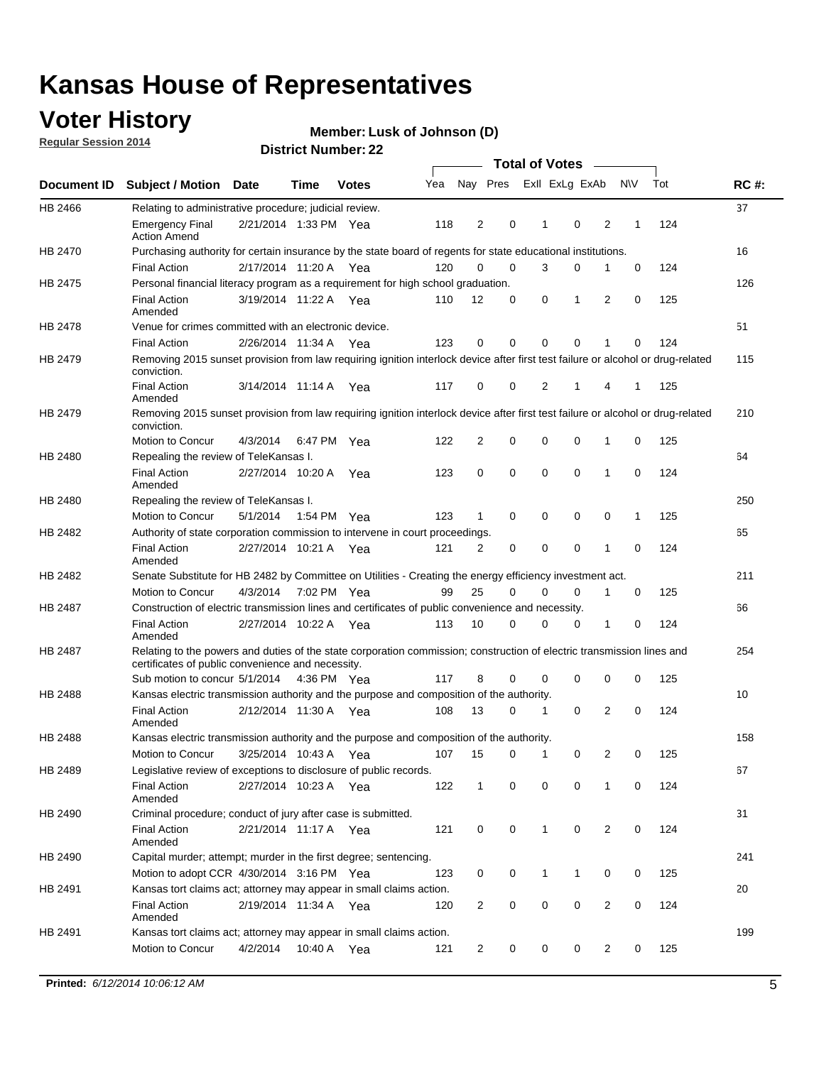# Kansas House of Representatives

## Voter History

**Regular Session 2014**

**Member: Lusk of Johnson (D)**

**District Number: 22**

| Document ID | Subject / Motion | Date | Time | Votes | Yea | Nay | Pres | ExII | ExLg | ExAb | N\V | Tot | RC #: |
|---|---|---|---|---|---|---|---|---|---|---|---|---|---|
| HB 2466 | Relating to administrative procedure; judicial review. | | | | | | | | | | | | 37 |
| | Emergency Final Action Amend | 2/21/2014 | 1:33 PM | Yea | 118 | 2 | 0 | 1 | 0 | 2 | 1 | 124 | |
| HB 2470 | Purchasing authority for certain insurance by the state board of regents for state educational institutions. | | | | | | | | | | | | 16 |
| | Final Action | 2/17/2014 | 11:20 A | Yea | 120 | 0 | 0 | 3 | 0 | 1 | 0 | 124 | |
| HB 2475 | Personal financial literacy program as a requirement for high school graduation. | | | | | | | | | | | | 126 |
| | Final Action Amended | 3/19/2014 | 11:22 A | Yea | 110 | 12 | 0 | 0 | 1 | 2 | 0 | 125 | |
| HB 2478 | Venue for crimes committed with an electronic device. | | | | | | | | | | | | 51 |
| | Final Action | 2/26/2014 | 11:34 A | Yea | 123 | 0 | 0 | 0 | 0 | 1 | 0 | 124 | |
| HB 2479 | Removing 2015 sunset provision from law requiring ignition interlock device after first test failure or alcohol or drug-related conviction. | | | | | | | | | | | | 115 |
| | Final Action Amended | 3/14/2014 | 11:14 A | Yea | 117 | 0 | 0 | 2 | 1 | 4 | 1 | 125 | |
| HB 2479 | Removing 2015 sunset provision from law requiring ignition interlock device after first test failure or alcohol or drug-related conviction. | | | | | | | | | | | | 210 |
| | Motion to Concur | 4/3/2014 | 6:47 PM | Yea | 122 | 2 | 0 | 0 | 0 | 1 | 0 | 125 | |
| HB 2480 | Repealing the review of TeleKansas I. | | | | | | | | | | | | 64 |
| | Final Action Amended | 2/27/2014 | 10:20 A | Yea | 123 | 0 | 0 | 0 | 0 | 1 | 0 | 124 | |
| HB 2480 | Repealing the review of TeleKansas I. | | | | | | | | | | | | 250 |
| | Motion to Concur | 5/1/2014 | 1:54 PM | Yea | 123 | 1 | 0 | 0 | 0 | 0 | 1 | 125 | |
| HB 2482 | Authority of state corporation commission to intervene in court proceedings. | | | | | | | | | | | | 65 |
| | Final Action Amended | 2/27/2014 | 10:21 A | Yea | 121 | 2 | 0 | 0 | 0 | 1 | 0 | 124 | |
| HB 2482 | Senate Substitute for HB 2482 by Committee on Utilities - Creating the energy efficiency investment act. | | | | | | | | | | | | 211 |
| | Motion to Concur | 4/3/2014 | 7:02 PM | Yea | 99 | 25 | 0 | 0 | 0 | 1 | 0 | 125 | |
| HB 2487 | Construction of electric transmission lines and certificates of public convenience and necessity. | | | | | | | | | | | | 66 |
| | Final Action Amended | 2/27/2014 | 10:22 A | Yea | 113 | 10 | 0 | 0 | 0 | 1 | 0 | 124 | |
| HB 2487 | Relating to the powers and duties of the state corporation commission; construction of electric transmission lines and certificates of public convenience and necessity. | | | | | | | | | | | | 254 |
| | Sub motion to concur | 5/1/2014 | 4:36 PM | Yea | 117 | 8 | 0 | 0 | 0 | 0 | 0 | 125 | |
| HB 2488 | Kansas electric transmission authority and the purpose and composition of the authority. | | | | | | | | | | | | 10 |
| | Final Action Amended | 2/12/2014 | 11:30 A | Yea | 108 | 13 | 0 | 1 | 0 | 2 | 0 | 124 | |
| HB 2488 | Kansas electric transmission authority and the purpose and composition of the authority. | | | | | | | | | | | | 158 |
| | Motion to Concur | 3/25/2014 | 10:43 A | Yea | 107 | 15 | 0 | 1 | 0 | 2 | 0 | 125 | |
| HB 2489 | Legislative review of exceptions to disclosure of public records. | | | | | | | | | | | | 67 |
| | Final Action Amended | 2/27/2014 | 10:23 A | Yea | 122 | 1 | 0 | 0 | 0 | 1 | 0 | 124 | |
| HB 2490 | Criminal procedure; conduct of jury after case is submitted. | | | | | | | | | | | | 31 |
| | Final Action Amended | 2/21/2014 | 11:17 A | Yea | 121 | 0 | 0 | 1 | 0 | 2 | 0 | 124 | |
| HB 2490 | Capital murder; attempt; murder in the first degree; sentencing. | | | | | | | | | | | | 241 |
| | Motion to adopt CCR | 4/30/2014 | 3:16 PM | Yea | 123 | 0 | 0 | 1 | 1 | 0 | 0 | 125 | |
| HB 2491 | Kansas tort claims act; attorney may appear in small claims action. | | | | | | | | | | | | 20 |
| | Final Action Amended | 2/19/2014 | 11:34 A | Yea | 120 | 2 | 0 | 0 | 0 | 2 | 0 | 124 | |
| HB 2491 | Kansas tort claims act; attorney may appear in small claims action. | | | | | | | | | | | | 199 |
| | Motion to Concur | 4/2/2014 | 10:40 A | Yea | 121 | 2 | 0 | 0 | 0 | 2 | 0 | 125 | |

**Printed:** *6/12/2014 10:06:12 AM*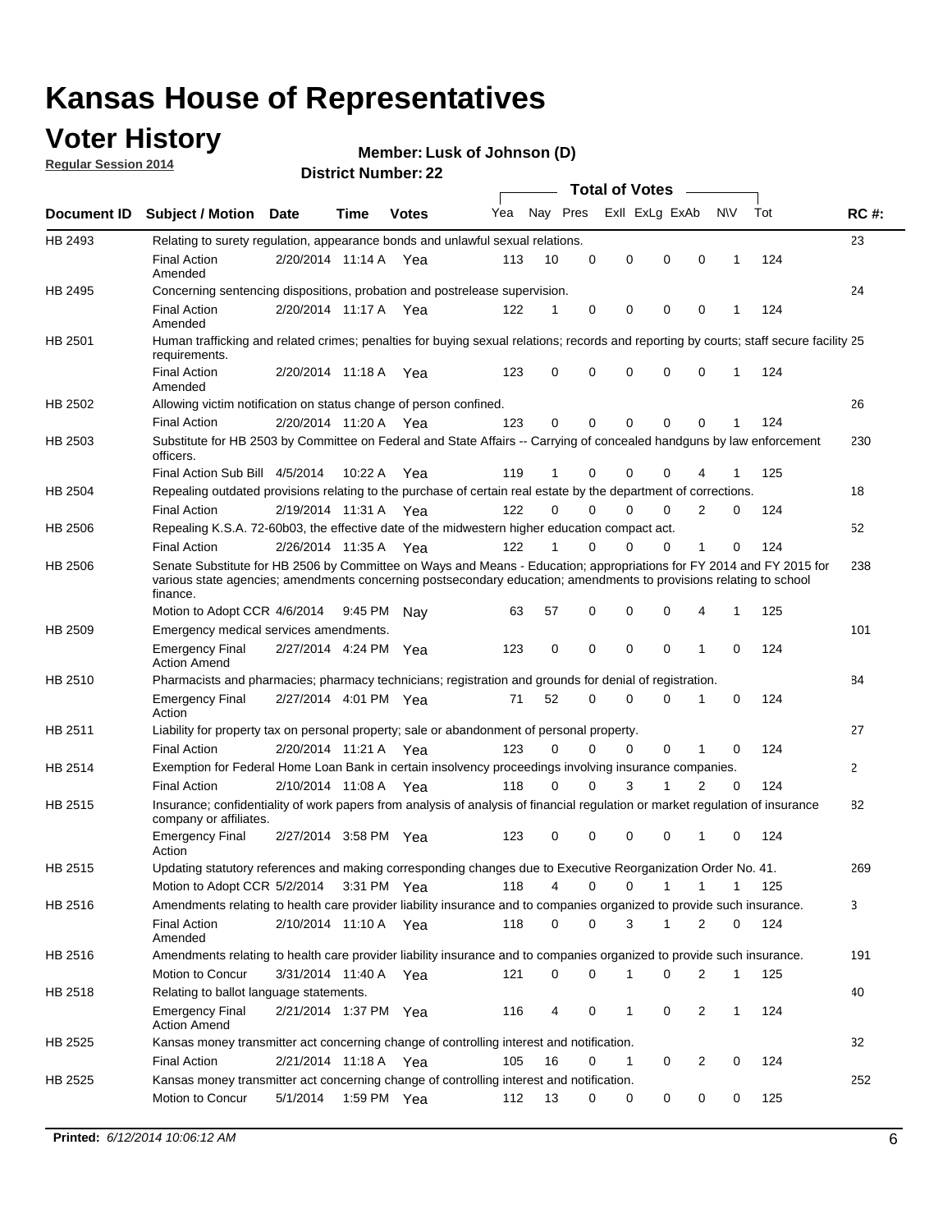# Kansas House of Representatives

## Voter History

**Regular Session 2014**

**Member: Lusk of Johnson (D)**

**District Number: 22**

| Document ID | Subject / Motion | Date | Time | Votes | Yea | Nay | Pres | ExII | ExLg | ExAb | N\V | Tot | RC #: |
|---|---|---|---|---|---|---|---|---|---|---|---|---|---|
| HB 2493 | Relating to surety regulation, appearance bonds and unlawful sexual relations. | | | | | | | | | | | | 23 |
| | Final Action Amended | 2/20/2014 | 11:14 A | Yea | 113 | 10 | 0 | 0 | 0 | 0 | 1 | 124 | |
| HB 2495 | Concerning sentencing dispositions, probation and postrelease supervision. | | | | | | | | | | | | 24 |
| | Final Action Amended | 2/20/2014 | 11:17 A | Yea | 122 | 1 | 0 | 0 | 0 | 0 | 1 | 124 | |
| HB 2501 | Human trafficking and related crimes; penalties for buying sexual relations; records and reporting by courts; staff secure facility requirements. | | | | | | | | | | | | 25 |
| | Final Action Amended | 2/20/2014 | 11:18 A | Yea | 123 | 0 | 0 | 0 | 0 | 0 | 1 | 124 | |
| HB 2502 | Allowing victim notification on status change of person confined. | | | | | | | | | | | | 26 |
| | Final Action | 2/20/2014 | 11:20 A | Yea | 123 | 0 | 0 | 0 | 0 | 0 | 1 | 124 | |
| HB 2503 | Substitute for HB 2503 by Committee on Federal and State Affairs -- Carrying of concealed handguns by law enforcement officers. | | | | | | | | | | | | 230 |
| | Final Action Sub Bill | 4/5/2014 | 10:22 A | Yea | 119 | 1 | 0 | 0 | 0 | 4 | 1 | 125 | |
| HB 2504 | Repealing outdated provisions relating to the purchase of certain real estate by the department of corrections. | | | | | | | | | | | | 18 |
| | Final Action | 2/19/2014 | 11:31 A | Yea | 122 | 0 | 0 | 0 | 0 | 2 | 0 | 124 | |
| HB 2506 | Repealing K.S.A. 72-60b03, the effective date of the midwestern higher education compact act. | | | | | | | | | | | | 52 |
| | Final Action | 2/26/2014 | 11:35 A | Yea | 122 | 1 | 0 | 0 | 0 | 1 | 0 | 124 | |
| HB 2506 | Senate Substitute for HB 2506 by Committee on Ways and Means - Education; appropriations for FY 2014 and FY 2015 for various state agencies; amendments concerning postsecondary education; amendments to provisions relating to school finance. | | | | | | | | | | | | 238 |
| | Motion to Adopt CCR | 4/6/2014 | 9:45 PM | Nay | 63 | 57 | 0 | 0 | 0 | 4 | 1 | 125 | |
| HB 2509 | Emergency medical services amendments. | | | | | | | | | | | | 101 |
| | Emergency Final Action Amend | 2/27/2014 | 4:24 PM | Yea | 123 | 0 | 0 | 0 | 0 | 1 | 0 | 124 | |
| HB 2510 | Pharmacists and pharmacies; pharmacy technicians; registration and grounds for denial of registration. | | | | | | | | | | | | 84 |
| | Emergency Final Action | 2/27/2014 | 4:01 PM | Yea | 71 | 52 | 0 | 0 | 0 | 1 | 0 | 124 | |
| HB 2511 | Liability for property tax on personal property; sale or abandonment of personal property. | | | | | | | | | | | | 27 |
| | Final Action | 2/20/2014 | 11:21 A | Yea | 123 | 0 | 0 | 0 | 0 | 1 | 0 | 124 | |
| HB 2514 | Exemption for Federal Home Loan Bank in certain insolvency proceedings involving insurance companies. | | | | | | | | | | | | 2 |
| | Final Action | 2/10/2014 | 11:08 A | Yea | 118 | 0 | 0 | 3 | 1 | 2 | 0 | 124 | |
| HB 2515 | Insurance; confidentiality of work papers from analysis of analysis of financial regulation or market regulation of insurance company or affiliates. | | | | | | | | | | | | 82 |
| | Emergency Final Action | 2/27/2014 | 3:58 PM | Yea | 123 | 0 | 0 | 0 | 0 | 1 | 0 | 124 | |
| HB 2515 | Updating statutory references and making corresponding changes due to Executive Reorganization Order No. 41. | | | | | | | | | | | | 269 |
| | Motion to Adopt CCR | 5/2/2014 | 3:31 PM | Yea | 118 | 4 | 0 | 0 | 1 | 1 | 1 | 125 | |
| HB 2516 | Amendments relating to health care provider liability insurance and to companies organized to provide such insurance. | | | | | | | | | | | | 3 |
| | Final Action Amended | 2/10/2014 | 11:10 A | Yea | 118 | 0 | 0 | 3 | 1 | 2 | 0 | 124 | |
| HB 2516 | Amendments relating to health care provider liability insurance and to companies organized to provide such insurance. | | | | | | | | | | | | 191 |
| | Motion to Concur | 3/31/2014 | 11:40 A | Yea | 121 | 0 | 0 | 1 | 0 | 2 | 1 | 125 | |
| HB 2518 | Relating to ballot language statements. | | | | | | | | | | | | 40 |
| | Emergency Final Action Amend | 2/21/2014 | 1:37 PM | Yea | 116 | 4 | 0 | 1 | 0 | 2 | 1 | 124 | |
| HB 2525 | Kansas money transmitter act concerning change of controlling interest and notification. | | | | | | | | | | | | 32 |
| | Final Action | 2/21/2014 | 11:18 A | Yea | 105 | 16 | 0 | 1 | 0 | 2 | 0 | 124 | |
| HB 2525 | Kansas money transmitter act concerning change of controlling interest and notification. | | | | | | | | | | | | 252 |
| | Motion to Concur | 5/1/2014 | 1:59 PM | Yea | 112 | 13 | 0 | 0 | 0 | 0 | 0 | 125 | |

**Printed:** *6/12/2014 10:06:12 AM*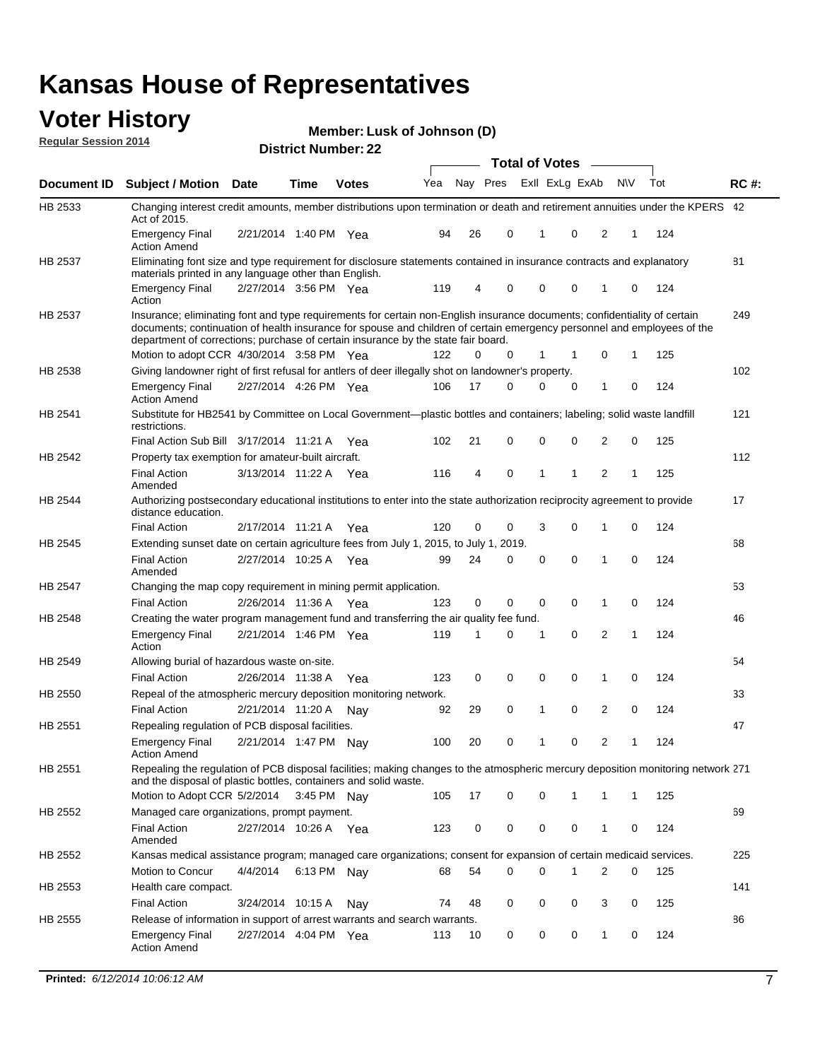# Kansas House of Representatives

## Voter History

**Regular Session 2014**

**Member: Lusk of Johnson (D)**

**District Number: 22**

| Document ID | Subject / Motion | Date | Time | Votes | Yea | Nay | Pres | ExII | ExLg | ExAb | N\V | Tot | RC #: |
|---|---|---|---|---|---|---|---|---|---|---|---|---|---|
| HB 2533 | Changing interest credit amounts, member distributions upon termination or death and retirement annuities under the KPERS Act of 2015. | | | | | | | | | | | | 42 |
| | Emergency Final Action Amend | 2/21/2014 | 1:40 PM | Yea | 94 | 26 | 0 | 1 | 0 | 2 | 1 | 124 | |
| HB 2537 | Eliminating font size and type requirement for disclosure statements contained in insurance contracts and explanatory materials printed in any language other than English. | | | | | | | | | | | | 81 |
| | Emergency Final Action | 2/27/2014 | 3:56 PM | Yea | 119 | 4 | 0 | 0 | 0 | 1 | 0 | 124 | |
| HB 2537 | Insurance; eliminating font and type requirements for certain non-English insurance documents; confidentiality of certain documents; continuation of health insurance for spouse and children of certain emergency personnel and employees of the department of corrections; purchase of certain insurance by the state fair board. | | | | | | | | | | | | 249 |
| | Motion to adopt CCR | 4/30/2014 | 3:58 PM | Yea | 122 | 0 | 0 | 1 | 1 | 0 | 1 | 125 | |
| HB 2538 | Giving landowner right of first refusal for antlers of deer illegally shot on landowner's property. | | | | | | | | | | | | 102 |
| | Emergency Final Action Amend | 2/27/2014 | 4:26 PM | Yea | 106 | 17 | 0 | 0 | 0 | 1 | 0 | 124 | |
| HB 2541 | Substitute for HB2541 by Committee on Local Government—plastic bottles and containers; labeling; solid waste landfill restrictions. | | | | | | | | | | | | 121 |
| | Final Action Sub Bill | 3/17/2014 | 11:21 A | Yea | 102 | 21 | 0 | 0 | 0 | 2 | 0 | 125 | |
| HB 2542 | Property tax exemption for amateur-built aircraft. | | | | | | | | | | | | 112 |
| | Final Action Amended | 3/13/2014 | 11:22 A | Yea | 116 | 4 | 0 | 1 | 1 | 2 | 1 | 125 | |
| HB 2544 | Authorizing postsecondary educational institutions to enter into the state authorization reciprocity agreement to provide distance education. | | | | | | | | | | | | 17 |
| | Final Action | 2/17/2014 | 11:21 A | Yea | 120 | 0 | 0 | 3 | 0 | 1 | 0 | 124 | |
| HB 2545 | Extending sunset date on certain agriculture fees from July 1, 2015, to July 1, 2019. | | | | | | | | | | | | 68 |
| | Final Action Amended | 2/27/2014 | 10:25 A | Yea | 99 | 24 | 0 | 0 | 0 | 1 | 0 | 124 | |
| HB 2547 | Changing the map copy requirement in mining permit application. | | | | | | | | | | | | 53 |
| | Final Action | 2/26/2014 | 11:36 A | Yea | 123 | 0 | 0 | 0 | 0 | 1 | 0 | 124 | |
| HB 2548 | Creating the water program management fund and transferring the air quality fee fund. | | | | | | | | | | | | 46 |
| | Emergency Final Action | 2/21/2014 | 1:46 PM | Yea | 119 | 1 | 0 | 1 | 0 | 2 | 1 | 124 | |
| HB 2549 | Allowing burial of hazardous waste on-site. | | | | | | | | | | | | 54 |
| | Final Action | 2/26/2014 | 11:38 A | Yea | 123 | 0 | 0 | 0 | 0 | 1 | 0 | 124 | |
| HB 2550 | Repeal of the atmospheric mercury deposition monitoring network. | | | | | | | | | | | | 33 |
| | Final Action | 2/21/2014 | 11:20 A | Nay | 92 | 29 | 0 | 1 | 0 | 2 | 0 | 124 | |
| HB 2551 | Repealing regulation of PCB disposal facilities. | | | | | | | | | | | | 47 |
| | Emergency Final Action Amend | 2/21/2014 | 1:47 PM | Nay | 100 | 20 | 0 | 1 | 0 | 2 | 1 | 124 | |
| HB 2551 | Repealing the regulation of PCB disposal facilities; making changes to the atmospheric mercury deposition monitoring network and the disposal of plastic bottles, containers and solid waste. | | | | | | | | | | | | 271 |
| | Motion to Adopt CCR | 5/2/2014 | 3:45 PM | Nay | 105 | 17 | 0 | 0 | 1 | 1 | 1 | 125 | |
| HB 2552 | Managed care organizations, prompt payment. | | | | | | | | | | | | 69 |
| | Final Action Amended | 2/27/2014 | 10:26 A | Yea | 123 | 0 | 0 | 0 | 0 | 1 | 0 | 124 | |
| HB 2552 | Kansas medical assistance program; managed care organizations; consent for expansion of certain medicaid services. | | | | | | | | | | | | 225 |
| | Motion to Concur | 4/4/2014 | 6:13 PM | Nay | 68 | 54 | 0 | 0 | 1 | 2 | 0 | 125 | |
| HB 2553 | Health care compact. | | | | | | | | | | | | 141 |
| | Final Action | 3/24/2014 | 10:15 A | Nay | 74 | 48 | 0 | 0 | 0 | 3 | 0 | 125 | |
| HB 2555 | Release of information in support of arrest warrants and search warrants. | | | | | | | | | | | | 86 |
| | Emergency Final Action Amend | 2/27/2014 | 4:04 PM | Yea | 113 | 10 | 0 | 0 | 0 | 1 | 0 | 124 | |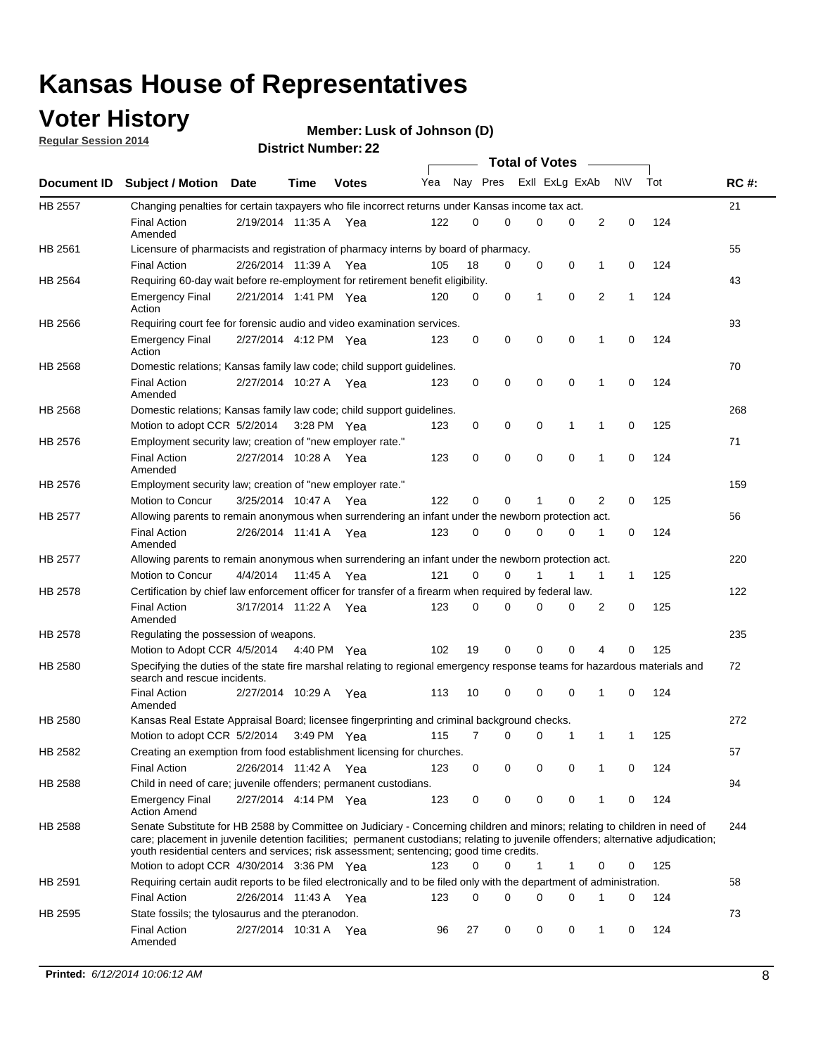# Kansas House of Representatives

## Voter History

**Regular Session 2014**

**Member: Lusk of Johnson (D)**

**District Number: 22**

| Document ID | Subject / Motion | Date | Time | Votes | Yea | Nay | Pres | ExII | ExLg | ExAb | N\V | Tot | RC #: |
|---|---|---|---|---|---|---|---|---|---|---|---|---|---|
| HB 2557 | Changing penalties for certain taxpayers who file incorrect returns under Kansas income tax act. | | | | | | | | | | | | 21 |
| | Final Action Amended | 2/19/2014 | 11:35 A | Yea | 122 | 0 | 0 | 0 | 0 | 2 | 0 | 124 | |
| HB 2561 | Licensure of pharmacists and registration of pharmacy interns by board of pharmacy. | | | | | | | | | | | | 55 |
| | Final Action | 2/26/2014 | 11:39 A | Yea | 105 | 18 | 0 | 0 | 0 | 1 | 0 | 124 | |
| HB 2564 | Requiring 60-day wait before re-employment for retirement benefit eligibility. | | | | | | | | | | | | 43 |
| | Emergency Final Action | 2/21/2014 | 1:41 PM | Yea | 120 | 0 | 0 | 1 | 0 | 2 | 1 | 124 | |
| HB 2566 | Requiring court fee for forensic audio and video examination services. | | | | | | | | | | | | 93 |
| | Emergency Final Action | 2/27/2014 | 4:12 PM | Yea | 123 | 0 | 0 | 0 | 0 | 1 | 0 | 124 | |
| HB 2568 | Domestic relations; Kansas family law code; child support guidelines. | | | | | | | | | | | | 70 |
| | Final Action Amended | 2/27/2014 | 10:27 A | Yea | 123 | 0 | 0 | 0 | 0 | 1 | 0 | 124 | |
| HB 2568 | Domestic relations; Kansas family law code; child support guidelines. | | | | | | | | | | | | 268 |
| | Motion to adopt CCR | 5/2/2014 | 3:28 PM | Yea | 123 | 0 | 0 | 0 | 1 | 1 | 0 | 125 | |
| HB 2576 | Employment security law; creation of "new employer rate." | | | | | | | | | | | | 71 |
| | Final Action Amended | 2/27/2014 | 10:28 A | Yea | 123 | 0 | 0 | 0 | 0 | 1 | 0 | 124 | |
| HB 2576 | Employment security law; creation of "new employer rate." | | | | | | | | | | | | 159 |
| | Motion to Concur | 3/25/2014 | 10:47 A | Yea | 122 | 0 | 0 | 1 | 0 | 2 | 0 | 125 | |
| HB 2577 | Allowing parents to remain anonymous when surrendering an infant under the newborn protection act. | | | | | | | | | | | | 56 |
| | Final Action Amended | 2/26/2014 | 11:41 A | Yea | 123 | 0 | 0 | 0 | 0 | 1 | 0 | 124 | |
| HB 2577 | Allowing parents to remain anonymous when surrendering an infant under the newborn protection act. | | | | | | | | | | | | 220 |
| | Motion to Concur | 4/4/2014 | 11:45 A | Yea | 121 | 0 | 0 | 1 | 1 | 1 | 1 | 125 | |
| HB 2578 | Certification by chief law enforcement officer for transfer of a firearm when required by federal law. | | | | | | | | | | | | 122 |
| | Final Action Amended | 3/17/2014 | 11:22 A | Yea | 123 | 0 | 0 | 0 | 0 | 2 | 0 | 125 | |
| HB 2578 | Regulating the possession of weapons. | | | | | | | | | | | | 235 |
| | Motion to Adopt CCR | 4/5/2014 | 4:40 PM | Yea | 102 | 19 | 0 | 0 | 0 | 4 | 0 | 125 | |
| HB 2580 | Specifying the duties of the state fire marshal relating to regional emergency response teams for hazardous materials and search and rescue incidents. | | | | | | | | | | | | 72 |
| | Final Action Amended | 2/27/2014 | 10:29 A | Yea | 113 | 10 | 0 | 0 | 0 | 1 | 0 | 124 | |
| HB 2580 | Kansas Real Estate Appraisal Board; licensee fingerprinting and criminal background checks. | | | | | | | | | | | | 272 |
| | Motion to adopt CCR | 5/2/2014 | 3:49 PM | Yea | 115 | 7 | 0 | 0 | 1 | 1 | 1 | 125 | |
| HB 2582 | Creating an exemption from food establishment licensing for churches. | | | | | | | | | | | | 57 |
| | Final Action | 2/26/2014 | 11:42 A | Yea | 123 | 0 | 0 | 0 | 0 | 1 | 0 | 124 | |
| HB 2588 | Child in need of care; juvenile offenders; permanent custodians. | | | | | | | | | | | | 94 |
| | Emergency Final Action Amend | 2/27/2014 | 4:14 PM | Yea | 123 | 0 | 0 | 0 | 0 | 1 | 0 | 124 | |
| HB 2588 | Senate Substitute for HB 2588 by Committee on Judiciary - Concerning children and minors; relating to children in need of care; placement in juvenile detention facilities; permanent custodians; relating to juvenile offenders; alternative adjudication; youth residential centers and services; risk assessment; sentencing; good time credits. | | | | | | | | | | | | 244 |
| | Motion to adopt CCR | 4/30/2014 | 3:36 PM | Yea | 123 | 0 | 0 | 1 | 1 | 0 | 0 | 125 | |
| HB 2591 | Requiring certain audit reports to be filed electronically and to be filed only with the department of administration. | | | | | | | | | | | | 58 |
| | Final Action | 2/26/2014 | 11:43 A | Yea | 123 | 0 | 0 | 0 | 0 | 1 | 0 | 124 | |
| HB 2595 | State fossils; the tylosaurus and the pteranodon. | | | | | | | | | | | | 73 |
| | Final Action Amended | 2/27/2014 | 10:31 A | Yea | 96 | 27 | 0 | 0 | 0 | 1 | 0 | 124 | |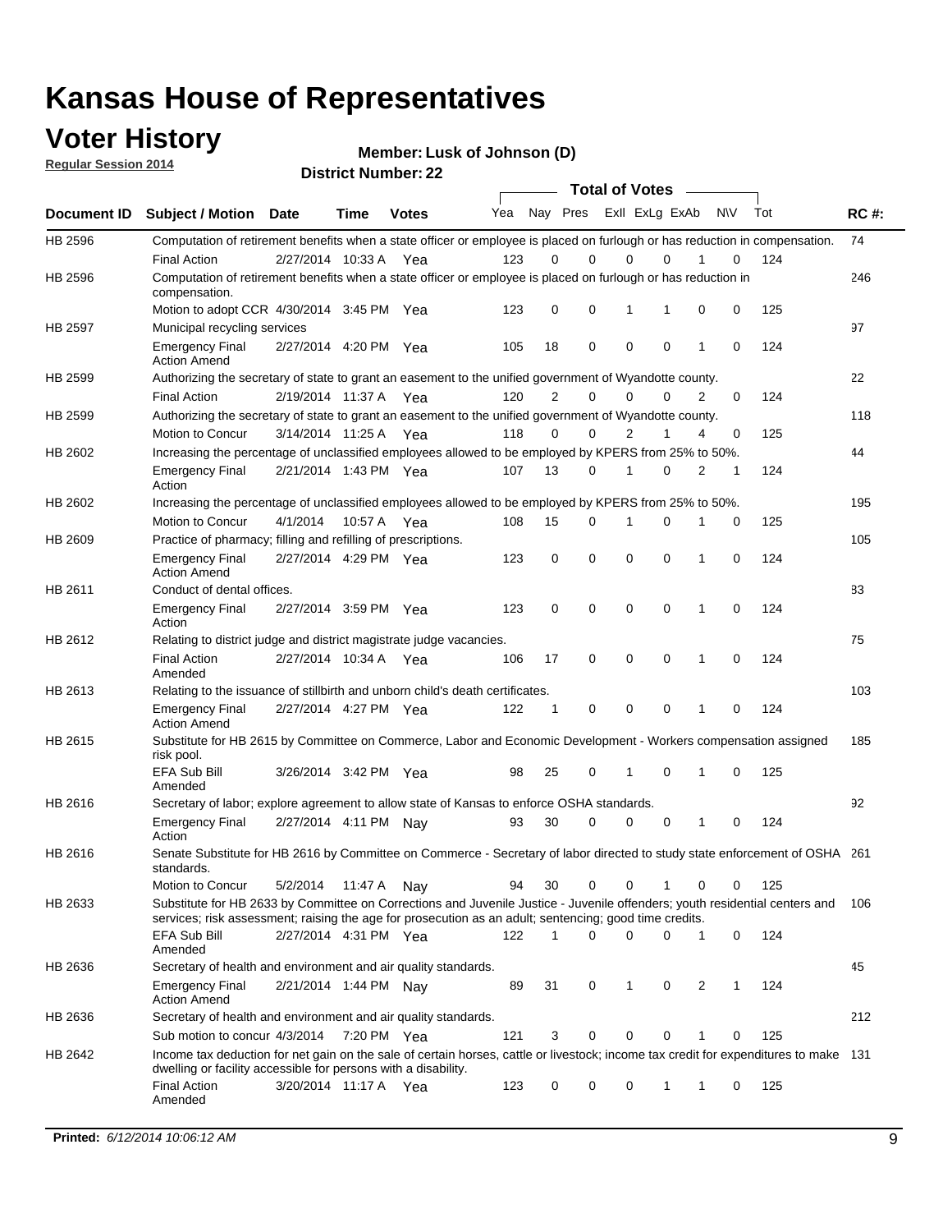# Kansas House of Representatives

## Voter History

**Regular Session 2014**

**Member: Lusk of Johnson (D)**

**District Number: 22**

| Document ID | Subject / Motion | Date | Time | Votes | Yea | Nay | Pres | ExII | ExLg | ExAb | N\V | Tot | RC #: |
|---|---|---|---|---|---|---|---|---|---|---|---|---|---|
| HB 2596 | Computation of retirement benefits when a state officer or employee is placed on furlough or has reduction in compensation. | | | | | | | | | | | | 74 |
| | Final Action | 2/27/2014 | 10:33 A | Yea | 123 | 0 | 0 | 0 | 0 | 1 | 0 | 124 | |
| HB 2596 | Computation of retirement benefits when a state officer or employee is placed on furlough or has reduction in compensation. | | | | | | | | | | | | 246 |
| | Motion to adopt CCR | 4/30/2014 | 3:45 PM | Yea | 123 | 0 | 0 | 1 | 1 | 0 | 0 | 125 | |
| HB 2597 | Municipal recycling services | | | | | | | | | | | | 97 |
| | Emergency Final Action Amend | 2/27/2014 | 4:20 PM | Yea | 105 | 18 | 0 | 0 | 0 | 1 | 0 | 124 | |
| HB 2599 | Authorizing the secretary of state to grant an easement to the unified government of Wyandotte county. | | | | | | | | | | | | 22 |
| | Final Action | 2/19/2014 | 11:37 A | Yea | 120 | 2 | 0 | 0 | 0 | 2 | 0 | 124 | |
| HB 2599 | Authorizing the secretary of state to grant an easement to the unified government of Wyandotte county. | | | | | | | | | | | | 118 |
| | Motion to Concur | 3/14/2014 | 11:25 A | Yea | 118 | 0 | 0 | 2 | 1 | 4 | 0 | 125 | |
| HB 2602 | Increasing the percentage of unclassified employees allowed to be employed by KPERS from 25% to 50%. | | | | | | | | | | | | 44 |
| | Emergency Final Action | 2/21/2014 | 1:43 PM | Yea | 107 | 13 | 0 | 1 | 0 | 2 | 1 | 124 | |
| HB 2602 | Increasing the percentage of unclassified employees allowed to be employed by KPERS from 25% to 50%. | | | | | | | | | | | | 195 |
| | Motion to Concur | 4/1/2014 | 10:57 A | Yea | 108 | 15 | 0 | 1 | 0 | 1 | 0 | 125 | |
| HB 2609 | Practice of pharmacy; filling and refilling of prescriptions. | | | | | | | | | | | | 105 |
| | Emergency Final Action Amend | 2/27/2014 | 4:29 PM | Yea | 123 | 0 | 0 | 0 | 0 | 1 | 0 | 124 | |
| HB 2611 | Conduct of dental offices. | | | | | | | | | | | | 83 |
| | Emergency Final Action | 2/27/2014 | 3:59 PM | Yea | 123 | 0 | 0 | 0 | 0 | 1 | 0 | 124 | |
| HB 2612 | Relating to district judge and district magistrate judge vacancies. | | | | | | | | | | | | 75 |
| | Final Action Amended | 2/27/2014 | 10:34 A | Yea | 106 | 17 | 0 | 0 | 0 | 1 | 0 | 124 | |
| HB 2613 | Relating to the issuance of stillbirth and unborn child's death certificates. | | | | | | | | | | | | 103 |
| | Emergency Final Action Amend | 2/27/2014 | 4:27 PM | Yea | 122 | 1 | 0 | 0 | 0 | 1 | 0 | 124 | |
| HB 2615 | Substitute for HB 2615 by Committee on Commerce, Labor and Economic Development - Workers compensation assigned risk pool. | | | | | | | | | | | | 185 |
| | EFA Sub Bill Amended | 3/26/2014 | 3:42 PM | Yea | 98 | 25 | 0 | 1 | 0 | 1 | 0 | 125 | |
| HB 2616 | Secretary of labor; explore agreement to allow state of Kansas to enforce OSHA standards. | | | | | | | | | | | | 92 |
| | Emergency Final Action | 2/27/2014 | 4:11 PM | Nay | 93 | 30 | 0 | 0 | 0 | 1 | 0 | 124 | |
| HB 2616 | Senate Substitute for HB 2616 by Committee on Commerce - Secretary of labor directed to study state enforcement of OSHA standards. | | | | | | | | | | | | 261 |
| | Motion to Concur | 5/2/2014 | 11:47 A | Nay | 94 | 30 | 0 | 0 | 1 | 0 | 0 | 125 | |
| HB 2633 | Substitute for HB 2633 by Committee on Corrections and Juvenile Justice - Juvenile offenders; youth residential centers and services; risk assessment; raising the age for prosecution as an adult; sentencing; good time credits. | | | | | | | | | | | | 106 |
| | EFA Sub Bill Amended | 2/27/2014 | 4:31 PM | Yea | 122 | 1 | 0 | 0 | 0 | 1 | 0 | 124 | |
| HB 2636 | Secretary of health and environment and air quality standards. | | | | | | | | | | | | 45 |
| | Emergency Final Action Amend | 2/21/2014 | 1:44 PM | Nay | 89 | 31 | 0 | 1 | 0 | 2 | 1 | 124 | |
| HB 2636 | Secretary of health and environment and air quality standards. | | | | | | | | | | | | 212 |
| | Sub motion to concur | 4/3/2014 | 7:20 PM | Yea | 121 | 3 | 0 | 0 | 0 | 1 | 0 | 125 | |
| HB 2642 | Income tax deduction for net gain on the sale of certain horses, cattle or livestock; income tax credit for expenditures to make dwelling or facility accessible for persons with a disability. | | | | | | | | | | | | 131 |
| | Final Action Amended | 3/20/2014 | 11:17 A | Yea | 123 | 0 | 0 | 0 | 1 | 1 | 0 | 125 | |

**Printed:** *6/12/2014 10:06:12 AM*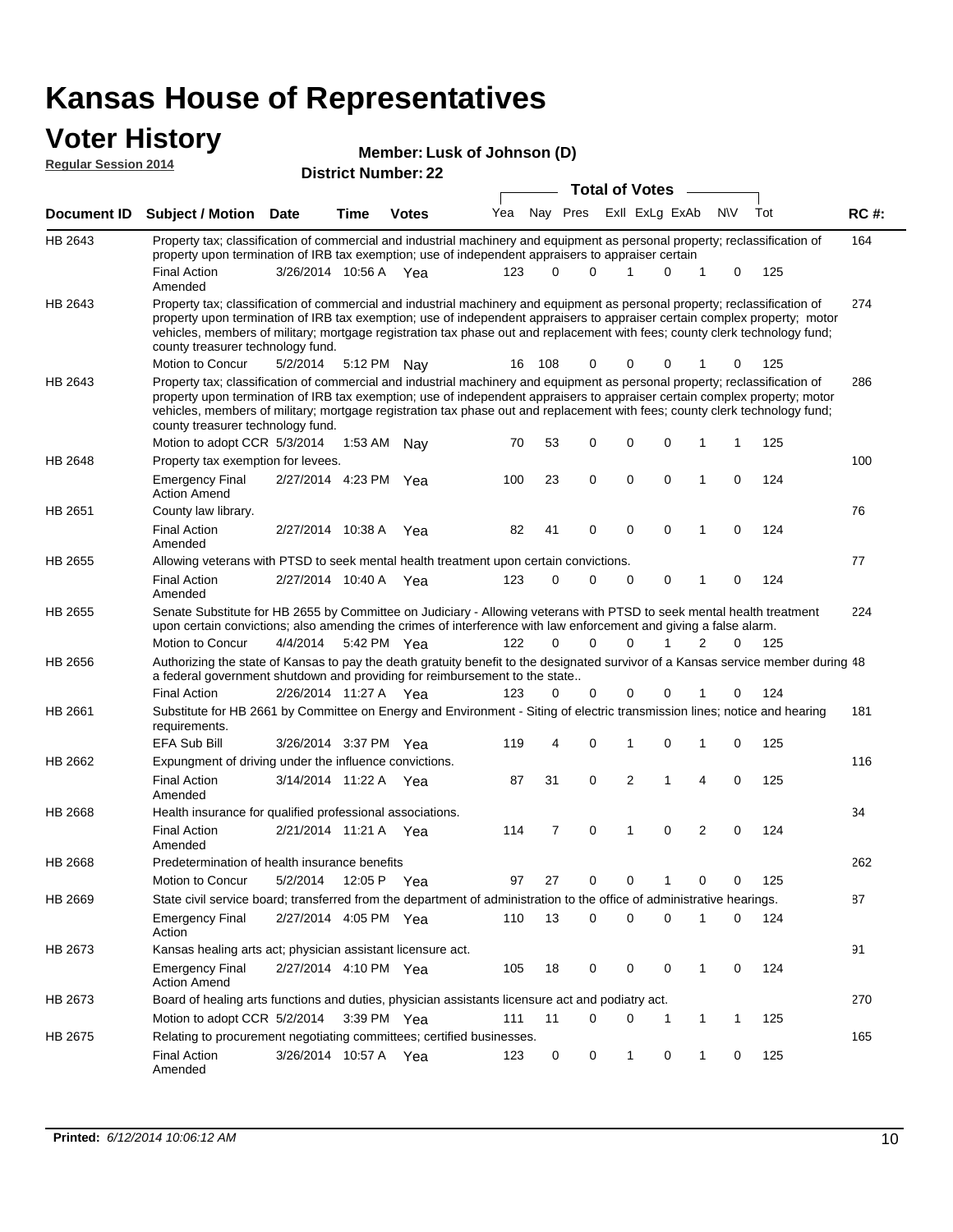# Kansas House of Representatives

## Voter History

**Regular Session 2014**

**Member: Lusk of Johnson (D)**

**District Number: 22**

| Document ID | Subject / Motion | Date | Time | Votes | Yea | Nay | Pres | ExII | ExLg | ExAb | N\V | Tot | RC #: |
|---|---|---|---|---|---|---|---|---|---|---|---|---|---|
| HB 2643 | Property tax; classification of commercial and industrial machinery and equipment as personal property; reclassification of property upon termination of IRB tax exemption; use of independent appraisers to appraiser certain | | | | | | | | | | | | 164 |
| | Final Action Amended | 3/26/2014 | 10:56 A | Yea | 123 | 0 | 0 | 1 | 0 | 1 | 0 | 125 | |
| HB 2643 | Property tax; classification of commercial and industrial machinery and equipment as personal property; reclassification of property upon termination of IRB tax exemption; use of independent appraisers to appraiser certain complex property; motor vehicles, members of military; mortgage registration tax phase out and replacement with fees; county clerk technology fund; county treasurer technology fund. | | | | | | | | | | | | 274 |
| | Motion to Concur | 5/2/2014 | 5:12 PM | Nay | 16 | 108 | 0 | 0 | 0 | 1 | 0 | 125 | |
| HB 2643 | Property tax; classification of commercial and industrial machinery and equipment as personal property; reclassification of property upon termination of IRB tax exemption; use of independent appraisers to appraiser certain complex property; motor vehicles, members of military; mortgage registration tax phase out and replacement with fees; county clerk technology fund; county treasurer technology fund. | | | | | | | | | | | | 286 |
| | Motion to adopt CCR | 5/3/2014 | 1:53 AM | Nay | 70 | 53 | 0 | 0 | 0 | 1 | 1 | 125 | |
| HB 2648 | Property tax exemption for levees. | | | | | | | | | | | | 100 |
| | Emergency Final Action Amend | 2/27/2014 | 4:23 PM | Yea | 100 | 23 | 0 | 0 | 0 | 1 | 0 | 124 | |
| HB 2651 | County law library. | | | | | | | | | | | | 76 |
| | Final Action Amended | 2/27/2014 | 10:38 A | Yea | 82 | 41 | 0 | 0 | 0 | 1 | 0 | 124 | |
| HB 2655 | Allowing veterans with PTSD to seek mental health treatment upon certain convictions. | | | | | | | | | | | | 77 |
| | Final Action Amended | 2/27/2014 | 10:40 A | Yea | 123 | 0 | 0 | 0 | 0 | 1 | 0 | 124 | |
| HB 2655 | Senate Substitute for HB 2655 by Committee on Judiciary - Allowing veterans with PTSD to seek mental health treatment upon certain convictions; also amending the crimes of interference with law enforcement and giving a false alarm. | | | | | | | | | | | | 224 |
| | Motion to Concur | 4/4/2014 | 5:42 PM | Yea | 122 | 0 | 0 | 0 | 1 | 2 | 0 | 125 | |
| HB 2656 | Authorizing the state of Kansas to pay the death gratuity benefit to the designated survivor of a Kansas service member during a federal government shutdown and providing for reimbursement to the state.. | | | | | | | | | | | | 48 |
| | Final Action | 2/26/2014 | 11:27 A | Yea | 123 | 0 | 0 | 0 | 0 | 1 | 0 | 124 | |
| HB 2661 | Substitute for HB 2661 by Committee on Energy and Environment - Siting of electric transmission lines; notice and hearing requirements. | | | | | | | | | | | | 181 |
| | EFA Sub Bill | 3/26/2014 | 3:37 PM | Yea | 119 | 4 | 0 | 1 | 0 | 1 | 0 | 125 | |
| HB 2662 | Expungment of driving under the influence convictions. | | | | | | | | | | | | 116 |
| | Final Action Amended | 3/14/2014 | 11:22 A | Yea | 87 | 31 | 0 | 2 | 1 | 4 | 0 | 125 | |
| HB 2668 | Health insurance for qualified professional associations. | | | | | | | | | | | | 34 |
| | Final Action Amended | 2/21/2014 | 11:21 A | Yea | 114 | 7 | 0 | 1 | 0 | 2 | 0 | 124 | |
| HB 2668 | Predetermination of health insurance benefits | | | | | | | | | | | | 262 |
| | Motion to Concur | 5/2/2014 | 12:05 P | Yea | 97 | 27 | 0 | 0 | 1 | 0 | 0 | 125 | |
| HB 2669 | State civil service board; transferred from the department of administration to the office of administrative hearings. | | | | | | | | | | | | 87 |
| | Emergency Final Action | 2/27/2014 | 4:05 PM | Yea | 110 | 13 | 0 | 0 | 0 | 1 | 0 | 124 | |
| HB 2673 | Kansas healing arts act; physician assistant licensure act. | | | | | | | | | | | | 91 |
| | Emergency Final Action Amend | 2/27/2014 | 4:10 PM | Yea | 105 | 18 | 0 | 0 | 0 | 1 | 0 | 124 | |
| HB 2673 | Board of healing arts functions and duties, physician assistants licensure act and podiatry act. | | | | | | | | | | | | 270 |
| | Motion to adopt CCR | 5/2/2014 | 3:39 PM | Yea | 111 | 11 | 0 | 0 | 1 | 1 | 1 | 125 | |
| HB 2675 | Relating to procurement negotiating committees; certified businesses. | | | | | | | | | | | | 165 |
| | Final Action Amended | 3/26/2014 | 10:57 A | Yea | 123 | 0 | 0 | 1 | 0 | 1 | 0 | 125 | |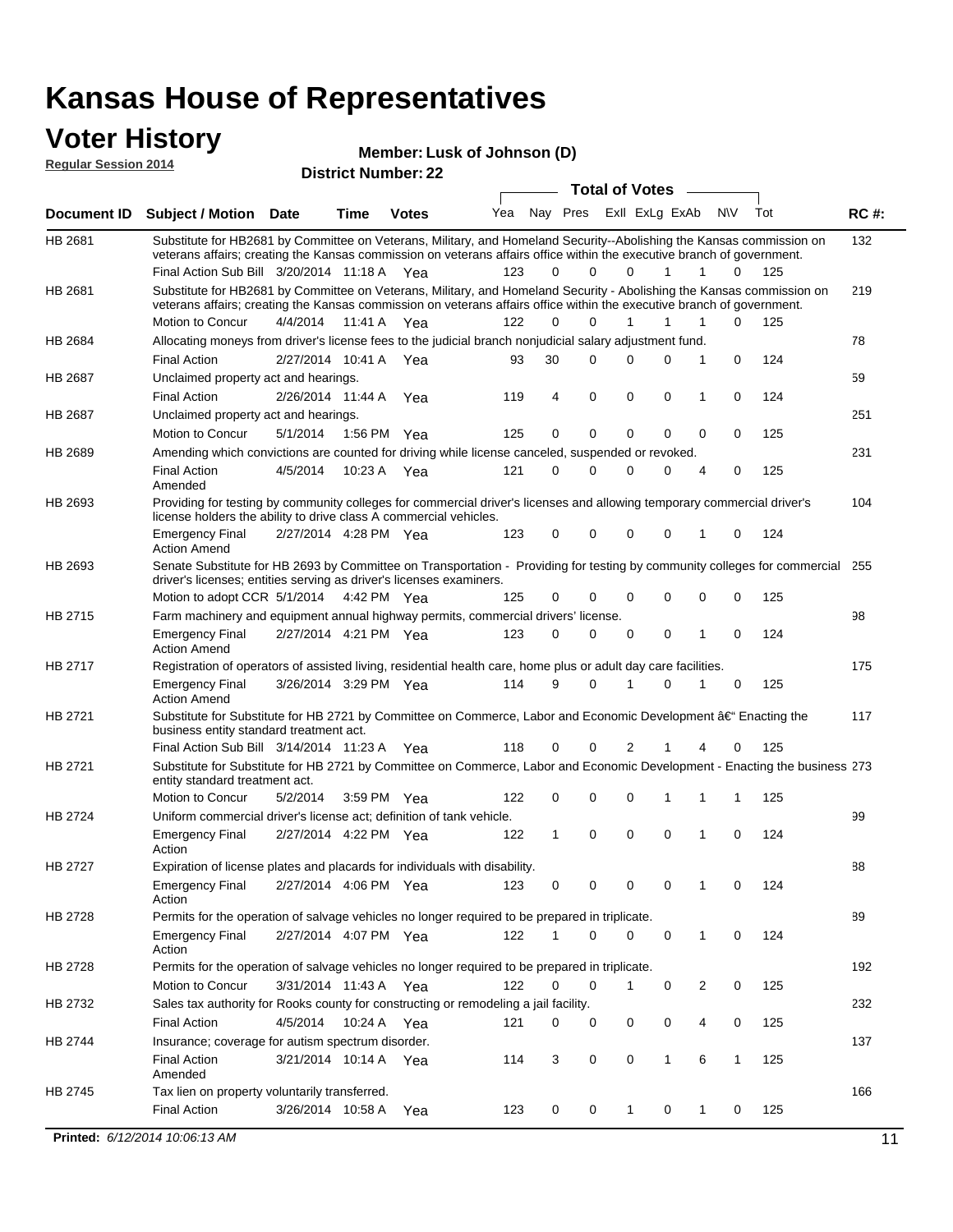# Kansas House of Representatives

## Voter History

**Regular Session 2014**

**Member: Lusk of Johnson (D)**

**District Number: 22**

| Document ID | Subject / Motion | Date | Time | Votes | Yea | Nay | Pres | ExII | ExLg | ExAb | N\V | Tot | RC #: |
|---|---|---|---|---|---|---|---|---|---|---|---|---|---|
| HB 2681 | Substitute for HB2681 by Committee on Veterans, Military, and Homeland Security--Abolishing the Kansas commission on veterans affairs; creating the Kansas commission on veterans affairs office within the executive branch of government. | | | | | | | | | | | | 132 |
| | Final Action Sub Bill | 3/20/2014 | 11:18 A | Yea | 123 | 0 | 0 | 0 | 1 | 1 | 0 | 125 | |
| HB 2681 | Substitute for HB2681 by Committee on Veterans, Military, and Homeland Security - Abolishing the Kansas commission on veterans affairs; creating the Kansas commission on veterans affairs office within the executive branch of government. | | | | | | | | | | | | 219 |
| | Motion to Concur | 4/4/2014 | 11:41 A | Yea | 122 | 0 | 0 | 1 | 1 | 1 | 0 | 125 | |
| HB 2684 | Allocating moneys from driver's license fees to the judicial branch nonjudicial salary adjustment fund. | | | | | | | | | | | | 78 |
| | Final Action | 2/27/2014 | 10:41 A | Yea | 93 | 30 | 0 | 0 | 0 | 1 | 0 | 124 | |
| HB 2687 | Unclaimed property act and hearings. | | | | | | | | | | | | 59 |
| | Final Action | 2/26/2014 | 11:44 A | Yea | 119 | 4 | 0 | 0 | 0 | 1 | 0 | 124 | |
| HB 2687 | Unclaimed property act and hearings. | | | | | | | | | | | | 251 |
| | Motion to Concur | 5/1/2014 | 1:56 PM | Yea | 125 | 0 | 0 | 0 | 0 | 0 | 0 | 125 | |
| HB 2689 | Amending which convictions are counted for driving while license canceled, suspended or revoked. | | | | | | | | | | | | 231 |
| | Final Action Amended | 4/5/2014 | 10:23 A | Yea | 121 | 0 | 0 | 0 | 0 | 4 | 0 | 125 | |
| HB 2693 | Providing for testing by community colleges for commercial driver's licenses and allowing temporary commercial driver's license holders the ability to drive class A commercial vehicles. | | | | | | | | | | | | 104 |
| | Emergency Final Action Amend | 2/27/2014 | 4:28 PM | Yea | 123 | 0 | 0 | 0 | 0 | 1 | 0 | 124 | |
| HB 2693 | Senate Substitute for HB 2693 by Committee on Transportation - Providing for testing by community colleges for commercial driver's licenses; entities serving as driver's licenses examiners. | | | | | | | | | | | | 255 |
| | Motion to adopt CCR | 5/1/2014 | 4:42 PM | Yea | 125 | 0 | 0 | 0 | 0 | 0 | 0 | 125 | |
| HB 2715 | Farm machinery and equipment annual highway permits, commercial drivers' license. | | | | | | | | | | | | 98 |
| | Emergency Final Action Amend | 2/27/2014 | 4:21 PM | Yea | 123 | 0 | 0 | 0 | 0 | 1 | 0 | 124 | |
| HB 2717 | Registration of operators of assisted living, residential health care, home plus or adult day care facilities. | | | | | | | | | | | | 175 |
| | Emergency Final Action Amend | 3/26/2014 | 3:29 PM | Yea | 114 | 9 | 0 | 1 | 0 | 1 | 0 | 125 | |
| HB 2721 | Substitute for Substitute for HB 2721 by Committee on Commerce, Labor and Economic Development â€" Enacting the business entity standard treatment act. | | | | | | | | | | | | 117 |
| | Final Action Sub Bill | 3/14/2014 | 11:23 A | Yea | 118 | 0 | 0 | 2 | 1 | 4 | 0 | 125 | |
| HB 2721 | Substitute for Substitute for HB 2721 by Committee on Commerce, Labor and Economic Development - Enacting the business entity standard treatment act. | | | | | | | | | | | | 273 |
| | Motion to Concur | 5/2/2014 | 3:59 PM | Yea | 122 | 0 | 0 | 0 | 1 | 1 | 1 | 125 | |
| HB 2724 | Uniform commercial driver's license act; definition of tank vehicle. | | | | | | | | | | | | 99 |
| | Emergency Final Action | 2/27/2014 | 4:22 PM | Yea | 122 | 1 | 0 | 0 | 0 | 1 | 0 | 124 | |
| HB 2727 | Expiration of license plates and placards for individuals with disability. | | | | | | | | | | | | 88 |
| | Emergency Final Action | 2/27/2014 | 4:06 PM | Yea | 123 | 0 | 0 | 0 | 0 | 1 | 0 | 124 | |
| HB 2728 | Permits for the operation of salvage vehicles no longer required to be prepared in triplicate. | | | | | | | | | | | | 89 |
| | Emergency Final Action | 2/27/2014 | 4:07 PM | Yea | 122 | 1 | 0 | 0 | 0 | 1 | 0 | 124 | |
| HB 2728 | Permits for the operation of salvage vehicles no longer required to be prepared in triplicate. | | | | | | | | | | | | 192 |
| | Motion to Concur | 3/31/2014 | 11:43 A | Yea | 122 | 0 | 0 | 1 | 0 | 2 | 0 | 125 | |
| HB 2732 | Sales tax authority for Rooks county for constructing or remodeling a jail facility. | | | | | | | | | | | | 232 |
| | Final Action | 4/5/2014 | 10:24 A | Yea | 121 | 0 | 0 | 0 | 0 | 4 | 0 | 125 | |
| HB 2744 | Insurance; coverage for autism spectrum disorder. | | | | | | | | | | | | 137 |
| | Final Action Amended | 3/21/2014 | 10:14 A | Yea | 114 | 3 | 0 | 0 | 1 | 6 | 1 | 125 | |
| HB 2745 | Tax lien on property voluntarily transferred. | | | | | | | | | | | | 166 |
| | Final Action | 3/26/2014 | 10:58 A | Yea | 123 | 0 | 0 | 1 | 0 | 1 | 0 | 125 | |

**Printed:** *6/12/2014 10:06:13 AM*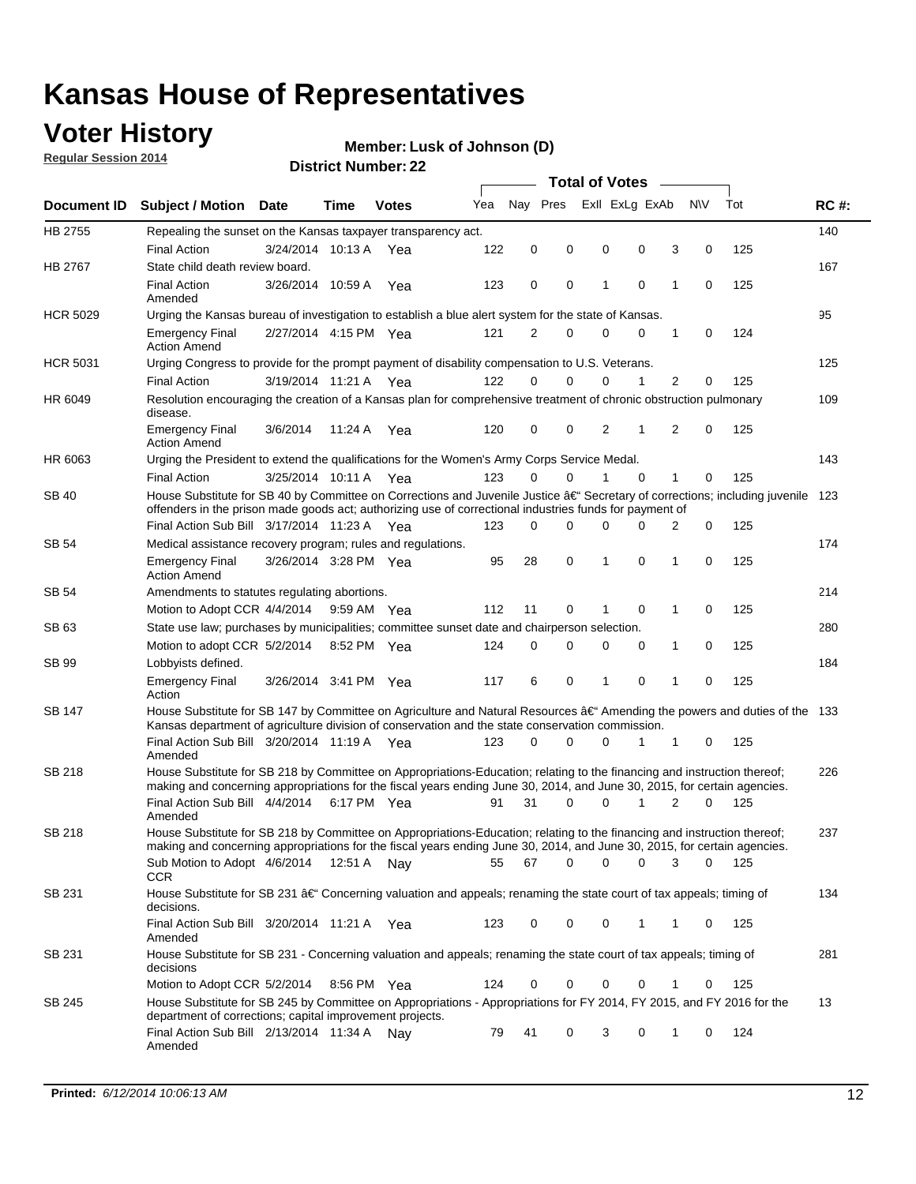# Kansas House of Representatives

## Voter History

**Regular Session 2014**

**Member: Lusk of Johnson (D)**

**District Number: 22**

| Document ID | Subject / Motion | Date | Time | Votes | Yea | Nay | Pres | ExII | ExLg | ExAb | N\V | Tot | RC #: |
|---|---|---|---|---|---|---|---|---|---|---|---|---|---|
| HB 2755 | Repealing the sunset on the Kansas taxpayer transparency act. | | | | | | | | | | | | 140 |
| | Final Action | 3/24/2014 | 10:13 A | Yea | 122 | 0 | 0 | 0 | 0 | 3 | 0 | 125 | |
| HB 2767 | State child death review board. | | | | | | | | | | | | 167 |
| | Final Action Amended | 3/26/2014 | 10:59 A | Yea | 123 | 0 | 0 | 1 | 0 | 1 | 0 | 125 | |
| HCR 5029 | Urging the Kansas bureau of investigation to establish a blue alert system for the state of Kansas. | | | | | | | | | | | | 95 |
| | Emergency Final Action Amend | 2/27/2014 | 4:15 PM | Yea | 121 | 2 | 0 | 0 | 0 | 1 | 0 | 124 | |
| HCR 5031 | Urging Congress to provide for the prompt payment of disability compensation to U.S. Veterans. | | | | | | | | | | | | 125 |
| | Final Action | 3/19/2014 | 11:21 A | Yea | 122 | 0 | 0 | 0 | 1 | 2 | 0 | 125 | |
| HR 6049 | Resolution encouraging the creation of a Kansas plan for comprehensive treatment of chronic obstruction pulmonary disease. | | | | | | | | | | | | 109 |
| | Emergency Final Action Amend | 3/6/2014 | 11:24 A | Yea | 120 | 0 | 0 | 2 | 1 | 2 | 0 | 125 | |
| HR 6063 | Urging the President to extend the qualifications for the Women's Army Corps Service Medal. | | | | | | | | | | | | 143 |
| | Final Action | 3/25/2014 | 10:11 A | Yea | 123 | 0 | 0 | 1 | 0 | 1 | 0 | 125 | |
| SB 40 | House Substitute for SB 40 by Committee on Corrections and Juvenile Justice â€" Secretary of corrections; including juvenile offenders in the prison made goods act; authorizing use of correctional industries funds for payment of | | | | | | | | | | | | 123 |
| | Final Action Sub Bill | 3/17/2014 | 11:23 A | Yea | 123 | 0 | 0 | 0 | 0 | 2 | 0 | 125 | |
| SB 54 | Medical assistance recovery program; rules and regulations. | | | | | | | | | | | | 174 |
| | Emergency Final Action Amend | 3/26/2014 | 3:28 PM | Yea | 95 | 28 | 0 | 1 | 0 | 1 | 0 | 125 | |
| SB 54 | Amendments to statutes regulating abortions. | | | | | | | | | | | | 214 |
| | Motion to Adopt CCR | 4/4/2014 | 9:59 AM | Yea | 112 | 11 | 0 | 1 | 0 | 1 | 0 | 125 | |
| SB 63 | State use law; purchases by municipalities; committee sunset date and chairperson selection. | | | | | | | | | | | | 280 |
| | Motion to adopt CCR | 5/2/2014 | 8:52 PM | Yea | 124 | 0 | 0 | 0 | 0 | 1 | 0 | 125 | |
| SB 99 | Lobbyists defined. | | | | | | | | | | | | 184 |
| | Emergency Final Action | 3/26/2014 | 3:41 PM | Yea | 117 | 6 | 0 | 1 | 0 | 1 | 0 | 125 | |
| SB 147 | House Substitute for SB 147 by Committee on Agriculture and Natural Resources â€" Amending the powers and duties of the Kansas department of agriculture division of conservation and the state conservation commission. | | | | | | | | | | | | 133 |
| | Final Action Sub Bill Amended | 3/20/2014 | 11:19 A | Yea | 123 | 0 | 0 | 0 | 1 | 1 | 0 | 125 | |
| SB 218 | House Substitute for SB 218 by Committee on Appropriations-Education; relating to the financing and instruction thereof; making and concerning appropriations for the fiscal years ending June 30, 2014, and June 30, 2015, for certain agencies. | | | | | | | | | | | | 226 |
| | Final Action Sub Bill Amended | 4/4/2014 | 6:17 PM | Yea | 91 | 31 | 0 | 0 | 1 | 2 | 0 | 125 | |
| SB 218 | House Substitute for SB 218 by Committee on Appropriations-Education; relating to the financing and instruction thereof; making and concerning appropriations for the fiscal years ending June 30, 2014, and June 30, 2015, for certain agencies. | | | | | | | | | | | | 237 |
| | Sub Motion to Adopt CCR | 4/6/2014 | 12:51 A | Nay | 55 | 67 | 0 | 0 | 0 | 3 | 0 | 125 | |
| SB 231 | House Substitute for SB 231 â€" Concerning valuation and appeals; renaming the state court of tax appeals; timing of decisions. | | | | | | | | | | | | 134 |
| | Final Action Sub Bill Amended | 3/20/2014 | 11:21 A | Yea | 123 | 0 | 0 | 0 | 1 | 1 | 0 | 125 | |
| SB 231 | House Substitute for SB 231 - Concerning valuation and appeals; renaming the state court of tax appeals; timing of decisions | | | | | | | | | | | | 281 |
| | Motion to Adopt CCR | 5/2/2014 | 8:56 PM | Yea | 124 | 0 | 0 | 0 | 0 | 1 | 0 | 125 | |
| SB 245 | House Substitute for SB 245 by Committee on Appropriations - Appropriations for FY 2014, FY 2015, and FY 2016 for the department of corrections; capital improvement projects. | | | | | | | | | | | | 13 |
| | Final Action Sub Bill Amended | 2/13/2014 | 11:34 A | Nay | 79 | 41 | 0 | 3 | 0 | 1 | 0 | 124 | |

**Printed:** *6/12/2014 10:06:13 AM*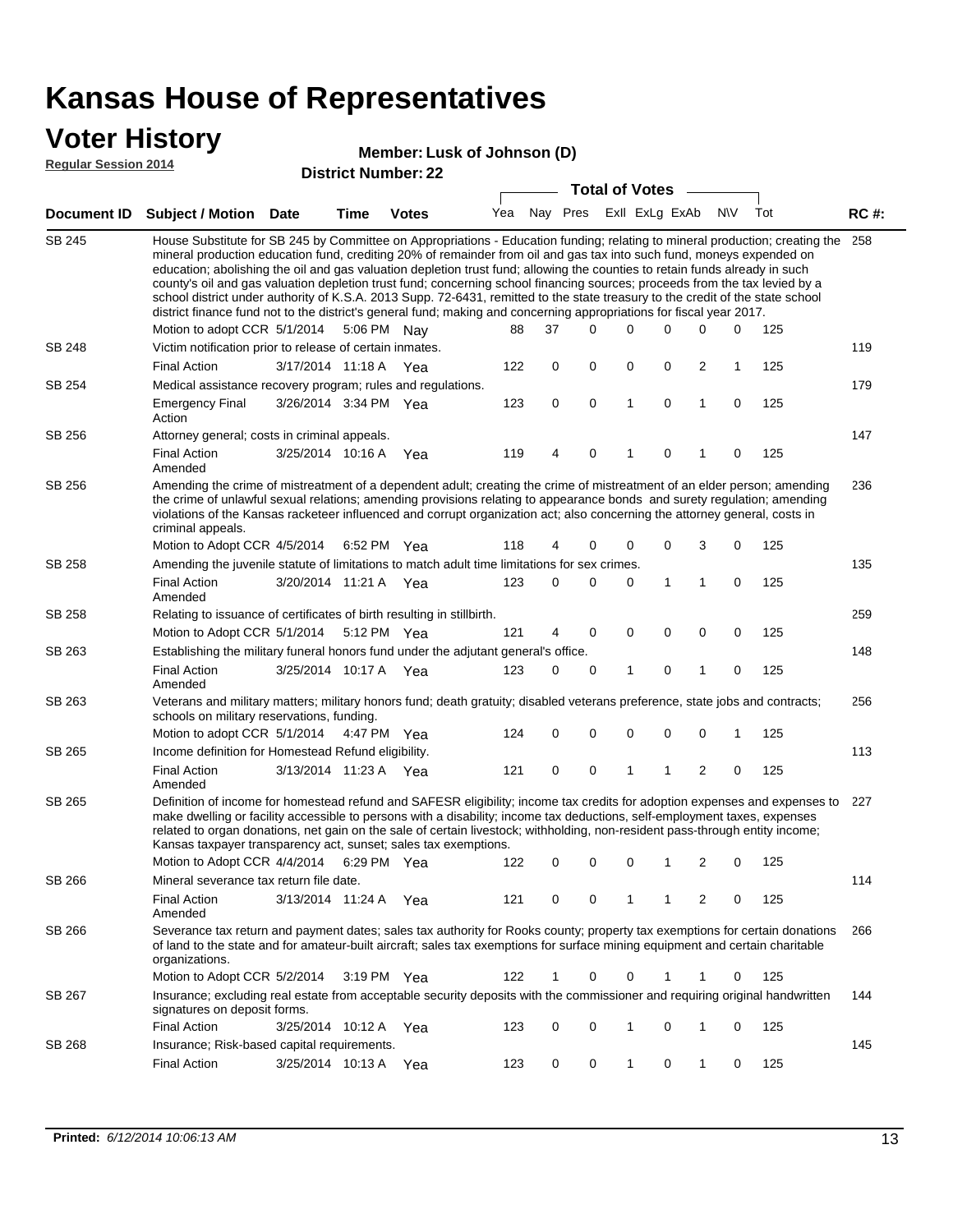# Kansas House of Representatives

## Voter History

**Regular Session 2014**

**Member: Lusk of Johnson (D)**

**District Number: 22**

| Document ID | Subject / Motion | Date | Time | Votes | Yea | Nay | Pres | ExII | ExLg | ExAb | N\V | Tot | RC #: |
|---|---|---|---|---|---|---|---|---|---|---|---|---|---|
| SB 245 | House Substitute for SB 245 by Committee on Appropriations - Education funding; relating to mineral production; creating the mineral production education fund, crediting 20% of remainder from oil and gas tax into such fund, moneys expended on education; abolishing the oil and gas valuation depletion trust fund; allowing the counties to retain funds already in such county's oil and gas valuation depletion trust fund; concerning school financing sources; proceeds from the tax levied by a school district under authority of K.S.A. 2013 Supp. 72-6431, remitted to the state treasury to the credit of the state school district finance fund not to the district's general fund; making and concerning appropriations for fiscal year 2017. | | | | | | | | | | | | 258 |
| | Motion to adopt CCR | 5/1/2014 | 5:06 PM | Nay | 88 | 37 | 0 | 0 | 0 | 0 | 0 | 125 | |
| SB 248 | Victim notification prior to release of certain inmates. | | | | | | | | | | | | 119 |
| | Final Action | 3/17/2014 | 11:18 A | Yea | 122 | 0 | 0 | 0 | 0 | 2 | 1 | 125 | |
| SB 254 | Medical assistance recovery program; rules and regulations. | | | | | | | | | | | | 179 |
| | Emergency Final Action | 3/26/2014 | 3:34 PM | Yea | 123 | 0 | 0 | 1 | 0 | 1 | 0 | 125 | |
| SB 256 | Attorney general; costs in criminal appeals. | | | | | | | | | | | | 147 |
| | Final Action Amended | 3/25/2014 | 10:16 A | Yea | 119 | 4 | 0 | 1 | 0 | 1 | 0 | 125 | |
| SB 256 | Amending the crime of mistreatment of a dependent adult; creating the crime of mistreatment of an elder person; amending the crime of unlawful sexual relations; amending provisions relating to appearance bonds and surety regulation; amending violations of the Kansas racketeer influenced and corrupt organization act; also concerning the attorney general, costs in criminal appeals. | | | | | | | | | | | | 236 |
| | Motion to Adopt CCR | 4/5/2014 | 6:52 PM | Yea | 118 | 4 | 0 | 0 | 0 | 3 | 0 | 125 | |
| SB 258 | Amending the juvenile statute of limitations to match adult time limitations for sex crimes. | | | | | | | | | | | | 135 |
| | Final Action Amended | 3/20/2014 | 11:21 A | Yea | 123 | 0 | 0 | 0 | 1 | 1 | 0 | 125 | |
| SB 258 | Relating to issuance of certificates of birth resulting in stillbirth. | | | | | | | | | | | | 259 |
| | Motion to Adopt CCR | 5/1/2014 | 5:12 PM | Yea | 121 | 4 | 0 | 0 | 0 | 0 | 0 | 125 | |
| SB 263 | Establishing the military funeral honors fund under the adjutant general's office. | | | | | | | | | | | | 148 |
| | Final Action Amended | 3/25/2014 | 10:17 A | Yea | 123 | 0 | 0 | 1 | 0 | 1 | 0 | 125 | |
| SB 263 | Veterans and military matters; military honors fund; death gratuity; disabled veterans preference, state jobs and contracts; schools on military reservations, funding. | | | | | | | | | | | | 256 |
| | Motion to adopt CCR | 5/1/2014 | 4:47 PM | Yea | 124 | 0 | 0 | 0 | 0 | 0 | 1 | 125 | |
| SB 265 | Income definition for Homestead Refund eligibility. | | | | | | | | | | | | 113 |
| | Final Action Amended | 3/13/2014 | 11:23 A | Yea | 121 | 0 | 0 | 1 | 1 | 2 | 0 | 125 | |
| SB 265 | Definition of income for homestead refund and SAFESR eligibility; income tax credits for adoption expenses and expenses to make dwelling or facility accessible to persons with a disability; income tax deductions, self-employment taxes, expenses related to organ donations, net gain on the sale of certain livestock; withholding, non-resident pass-through entity income; Kansas taxpayer transparency act, sunset; sales tax exemptions. | | | | | | | | | | | | 227 |
| | Motion to Adopt CCR | 4/4/2014 | 6:29 PM | Yea | 122 | 0 | 0 | 0 | 1 | 2 | 0 | 125 | |
| SB 266 | Mineral severance tax return file date. | | | | | | | | | | | | 114 |
| | Final Action Amended | 3/13/2014 | 11:24 A | Yea | 121 | 0 | 0 | 1 | 1 | 2 | 0 | 125 | |
| SB 266 | Severance tax return and payment dates; sales tax authority for Rooks county; property tax exemptions for certain donations of land to the state and for amateur-built aircraft; sales tax exemptions for surface mining equipment and certain charitable organizations. | | | | | | | | | | | | 266 |
| | Motion to Adopt CCR | 5/2/2014 | 3:19 PM | Yea | 122 | 1 | 0 | 0 | 1 | 1 | 0 | 125 | |
| SB 267 | Insurance; excluding real estate from acceptable security deposits with the commissioner and requiring original handwritten signatures on deposit forms. | | | | | | | | | | | | 144 |
| | Final Action | 3/25/2014 | 10:12 A | Yea | 123 | 0 | 0 | 1 | 0 | 1 | 0 | 125 | |
| SB 268 | Insurance; Risk-based capital requirements. | | | | | | | | | | | | 145 |
| | Final Action | 3/25/2014 | 10:13 A | Yea | 123 | 0 | 0 | 1 | 0 | 1 | 0 | 125 | |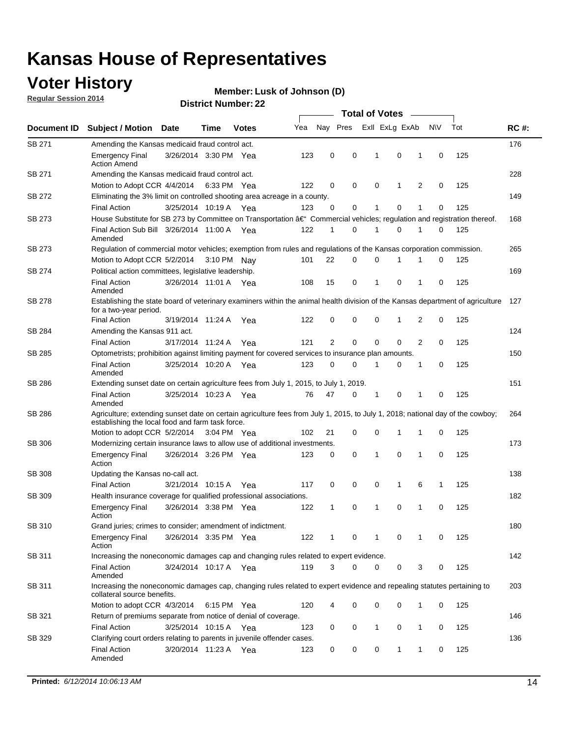# Kansas House of Representatives

## Voter History

**Regular Session 2014**

**Member: Lusk of Johnson (D)**

**District Number: 22**

| Document ID | Subject / Motion | Date | Time | Votes | Yea | Nay | Pres | ExII | ExLg | ExAb | N\V | Tot | RC #: |
|---|---|---|---|---|---|---|---|---|---|---|---|---|---|
| SB 271 | Amending the Kansas medicaid fraud control act. | | | | | | | | | | | | 176 |
| | Emergency Final Action Amend | 3/26/2014 | 3:30 PM | Yea | 123 | 0 | 0 | 1 | 0 | 1 | 0 | 125 | |
| SB 271 | Amending the Kansas medicaid fraud control act. | | | | | | | | | | | | 228 |
| | Motion to Adopt CCR | 4/4/2014 | 6:33 PM | Yea | 122 | 0 | 0 | 0 | 1 | 2 | 0 | 125 | |
| SB 272 | Eliminating the 3% limit on controlled shooting area acreage in a county. | | | | | | | | | | | | 149 |
| | Final Action | 3/25/2014 | 10:19 A | Yea | 123 | 0 | 0 | 1 | 0 | 1 | 0 | 125 | |
| SB 273 | House Substitute for SB 273 by Committee on Transportation â€" Commercial vehicles; regulation and registration thereof. | | | | | | | | | | | | 168 |
| | Final Action Sub Bill Amended | 3/26/2014 | 11:00 A | Yea | 122 | 1 | 0 | 1 | 0 | 1 | 0 | 125 | |
| SB 273 | Regulation of commercial motor vehicles; exemption from rules and regulations of the Kansas corporation commission. | | | | | | | | | | | | 265 |
| | Motion to Adopt CCR | 5/2/2014 | 3:10 PM | Nay | 101 | 22 | 0 | 0 | 1 | 1 | 0 | 125 | |
| SB 274 | Political action committees, legislative leadership. | | | | | | | | | | | | 169 |
| | Final Action Amended | 3/26/2014 | 11:01 A | Yea | 108 | 15 | 0 | 1 | 0 | 1 | 0 | 125 | |
| SB 278 | Establishing the state board of veterinary examiners within the animal health division of the Kansas department of agriculture for a two-year period. | | | | | | | | | | | | 127 |
| | Final Action | 3/19/2014 | 11:24 A | Yea | 122 | 0 | 0 | 0 | 1 | 2 | 0 | 125 | |
| SB 284 | Amending the Kansas 911 act. | | | | | | | | | | | | 124 |
| | Final Action | 3/17/2014 | 11:24 A | Yea | 121 | 2 | 0 | 0 | 0 | 2 | 0 | 125 | |
| SB 285 | Optometrists; prohibition against limiting payment for covered services to insurance plan amounts. | | | | | | | | | | | | 150 |
| | Final Action Amended | 3/25/2014 | 10:20 A | Yea | 123 | 0 | 0 | 1 | 0 | 1 | 0 | 125 | |
| SB 286 | Extending sunset date on certain agriculture fees from July 1, 2015, to July 1, 2019. | | | | | | | | | | | | 151 |
| | Final Action Amended | 3/25/2014 | 10:23 A | Yea | 76 | 47 | 0 | 1 | 0 | 1 | 0 | 125 | |
| SB 286 | Agriculture; extending sunset date on certain agriculture fees from July 1, 2015, to July 1, 2018; national day of the cowboy; establishing the local food and farm task force. | | | | | | | | | | | | 264 |
| | Motion to adopt CCR | 5/2/2014 | 3:04 PM | Yea | 102 | 21 | 0 | 0 | 1 | 1 | 0 | 125 | |
| SB 306 | Modernizing certain insurance laws to allow use of additional investments. | | | | | | | | | | | | 173 |
| | Emergency Final Action | 3/26/2014 | 3:26 PM | Yea | 123 | 0 | 0 | 1 | 0 | 1 | 0 | 125 | |
| SB 308 | Updating the Kansas no-call act. | | | | | | | | | | | | 138 |
| | Final Action | 3/21/2014 | 10:15 A | Yea | 117 | 0 | 0 | 0 | 1 | 6 | 1 | 125 | |
| SB 309 | Health insurance coverage for qualified professional associations. | | | | | | | | | | | | 182 |
| | Emergency Final Action | 3/26/2014 | 3:38 PM | Yea | 122 | 1 | 0 | 1 | 0 | 1 | 0 | 125 | |
| SB 310 | Grand juries; crimes to consider; amendment of indictment. | | | | | | | | | | | | 180 |
| | Emergency Final Action | 3/26/2014 | 3:35 PM | Yea | 122 | 1 | 0 | 1 | 0 | 1 | 0 | 125 | |
| SB 311 | Increasing the noneconomic damages cap and changing rules related to expert evidence. | | | | | | | | | | | | 142 |
| | Final Action Amended | 3/24/2014 | 10:17 A | Yea | 119 | 3 | 0 | 0 | 0 | 3 | 0 | 125 | |
| SB 311 | Increasing the noneconomic damages cap, changing rules related to expert evidence and repealing statutes pertaining to collateral source benefits. | | | | | | | | | | | | 203 |
| | Motion to adopt CCR | 4/3/2014 | 6:15 PM | Yea | 120 | 4 | 0 | 0 | 0 | 1 | 0 | 125 | |
| SB 321 | Return of premiums separate from notice of denial of coverage. | | | | | | | | | | | | 146 |
| | Final Action | 3/25/2014 | 10:15 A | Yea | 123 | 0 | 0 | 1 | 0 | 1 | 0 | 125 | |
| SB 329 | Clarifying court orders relating to parents in juvenile offender cases. | | | | | | | | | | | | 136 |
| | Final Action Amended | 3/20/2014 | 11:23 A | Yea | 123 | 0 | 0 | 0 | 1 | 1 | 0 | 125 | |

**Printed:** *6/12/2014 10:06:13 AM*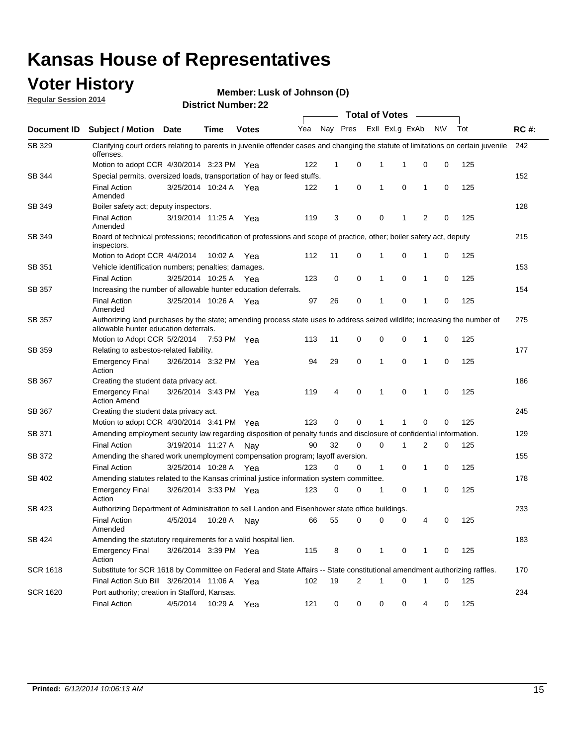# Kansas House of Representatives

## Voter History

**Regular Session 2014**

**Member: Lusk of Johnson (D)**

**District Number: 22**

| Document ID | Subject / Motion | Date | Time | Votes | Yea | Nay | Pres | ExII | ExLg | ExAb | N\V | Tot | RC #: |
|---|---|---|---|---|---|---|---|---|---|---|---|---|---|
| SB 329 | Clarifying court orders relating to parents in juvenile offender cases and changing the statute of limitations on certain juvenile offenses. | | | | | | | | | | | | 242 |
| | Motion to adopt CCR | 4/30/2014 | 3:23 PM | Yea | 122 | 1 | 0 | 1 | 1 | 0 | 0 | 125 | |
| SB 344 | Special permits, oversized loads, transportation of hay or feed stuffs. | | | | | | | | | | | | 152 |
| | Final Action Amended | 3/25/2014 | 10:24 A | Yea | 122 | 1 | 0 | 1 | 0 | 1 | 0 | 125 | |
| SB 349 | Boiler safety act; deputy inspectors. | | | | | | | | | | | | 128 |
| | Final Action Amended | 3/19/2014 | 11:25 A | Yea | 119 | 3 | 0 | 0 | 1 | 2 | 0 | 125 | |
| SB 349 | Board of technical professions; recodification of professions and scope of practice, other; boiler safety act, deputy inspectors. | | | | | | | | | | | | 215 |
| | Motion to Adopt CCR | 4/4/2014 | 10:02 A | Yea | 112 | 11 | 0 | 1 | 0 | 1 | 0 | 125 | |
| SB 351 | Vehicle identification numbers; penalties; damages. | | | | | | | | | | | | 153 |
| | Final Action | 3/25/2014 | 10:25 A | Yea | 123 | 0 | 0 | 1 | 0 | 1 | 0 | 125 | |
| SB 357 | Increasing the number of allowable hunter education deferrals. | | | | | | | | | | | | 154 |
| | Final Action Amended | 3/25/2014 | 10:26 A | Yea | 97 | 26 | 0 | 1 | 0 | 1 | 0 | 125 | |
| SB 357 | Authorizing land purchases by the state; amending process state uses to address seized wildlife; increasing the number of allowable hunter education deferrals. | | | | | | | | | | | | 275 |
| | Motion to Adopt CCR | 5/2/2014 | 7:53 PM | Yea | 113 | 11 | 0 | 0 | 0 | 1 | 0 | 125 | |
| SB 359 | Relating to asbestos-related liability. | | | | | | | | | | | | 177 |
| | Emergency Final Action | 3/26/2014 | 3:32 PM | Yea | 94 | 29 | 0 | 1 | 0 | 1 | 0 | 125 | |
| SB 367 | Creating the student data privacy act. | | | | | | | | | | | | 186 |
| | Emergency Final Action Amend | 3/26/2014 | 3:43 PM | Yea | 119 | 4 | 0 | 1 | 0 | 1 | 0 | 125 | |
| SB 367 | Creating the student data privacy act. | | | | | | | | | | | | 245 |
| | Motion to adopt CCR | 4/30/2014 | 3:41 PM | Yea | 123 | 0 | 0 | 1 | 1 | 0 | 0 | 125 | |
| SB 371 | Amending employment security law regarding disposition of penalty funds and disclosure of confidential information. | | | | | | | | | | | | 129 |
| | Final Action | 3/19/2014 | 11:27 A | Nay | 90 | 32 | 0 | 0 | 1 | 2 | 0 | 125 | |
| SB 372 | Amending the shared work unemployment compensation program; layoff aversion. | | | | | | | | | | | | 155 |
| | Final Action | 3/25/2014 | 10:28 A | Yea | 123 | 0 | 0 | 1 | 0 | 1 | 0 | 125 | |
| SB 402 | Amending statutes related to the Kansas criminal justice information system committee. | | | | | | | | | | | | 178 |
| | Emergency Final Action | 3/26/2014 | 3:33 PM | Yea | 123 | 0 | 0 | 1 | 0 | 1 | 0 | 125 | |
| SB 423 | Authorizing Department of Administration to sell Landon and Eisenhower state office buildings. | | | | | | | | | | | | 233 |
| | Final Action Amended | 4/5/2014 | 10:28 A | Nay | 66 | 55 | 0 | 0 | 0 | 4 | 0 | 125 | |
| SB 424 | Amending the statutory requirements for a valid hospital lien. | | | | | | | | | | | | 183 |
| | Emergency Final Action | 3/26/2014 | 3:39 PM | Yea | 115 | 8 | 0 | 1 | 0 | 1 | 0 | 125 | |
| SCR 1618 | Substitute for SCR 1618 by Committee on Federal and State Affairs -- State constitutional amendment authorizing raffles. | | | | | | | | | | | | 170 |
| | Final Action Sub Bill | 3/26/2014 | 11:06 A | Yea | 102 | 19 | 2 | 1 | 0 | 1 | 0 | 125 | |
| SCR 1620 | Port authority; creation in Stafford, Kansas. | | | | | | | | | | | | 234 |
| | Final Action | 4/5/2014 | 10:29 A | Yea | 121 | 0 | 0 | 0 | 0 | 4 | 0 | 125 | |

**Printed:** *6/12/2014 10:06:13 AM*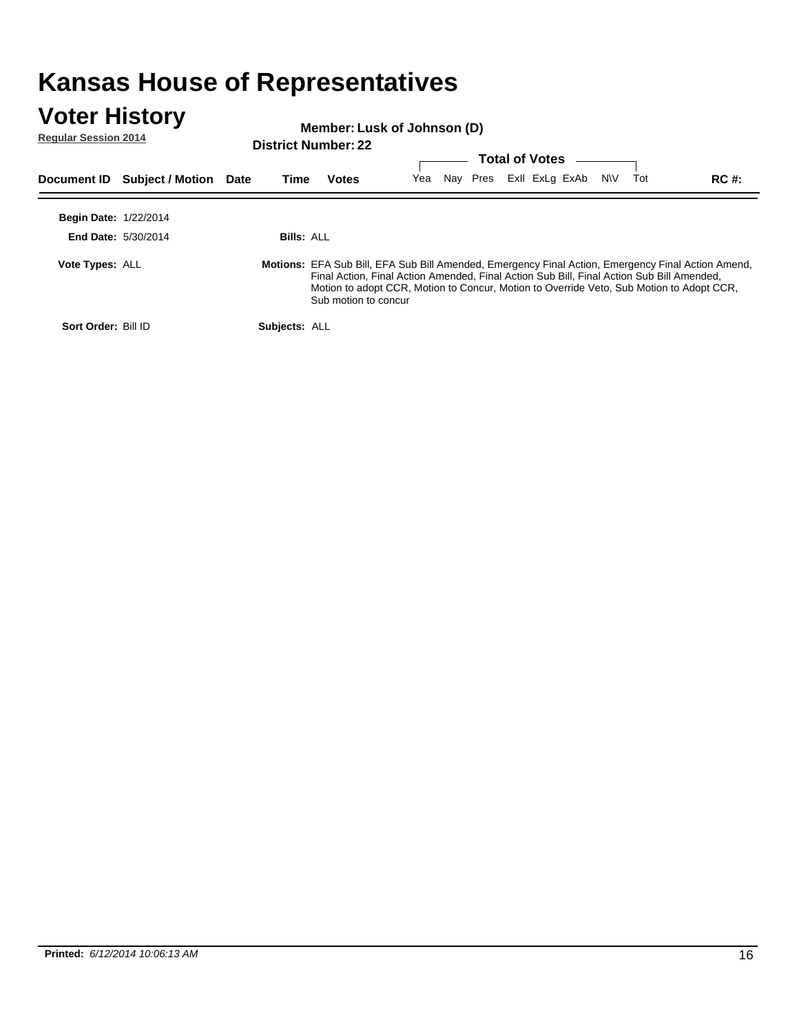# Kansas House of Representatives

## Voter History

Regular Session 2014

**Member:** Lusk of Johnson (D)

**District Number:** 22

| Document ID | Subject / Motion | Date | Time | Votes | Yea | Nay | Pres | ExII | ExLg | ExAb | N\V | Tot | RC #: |
|---|---|---|---|---|---|---|---|---|---|---|---|---|---|

(Total of Votes: Yea, Nay, Pres, ExII, ExLg, ExAb, N\V, Tot)

**Begin Date:** 1/22/2014

**End Date:** 5/30/2014

**Bills:** ALL

**Vote Types:** ALL

**Motions:** EFA Sub Bill, EFA Sub Bill Amended, Emergency Final Action, Emergency Final Action Amend, Final Action, Final Action Amended, Final Action Sub Bill, Final Action Sub Bill Amended, Motion to adopt CCR, Motion to Concur, Motion to Override Veto, Sub Motion to Adopt CCR, Sub motion to concur

**Sort Order:** Bill ID

**Subjects:** ALL

**Printed:** *6/12/2014 10:06:13 AM*